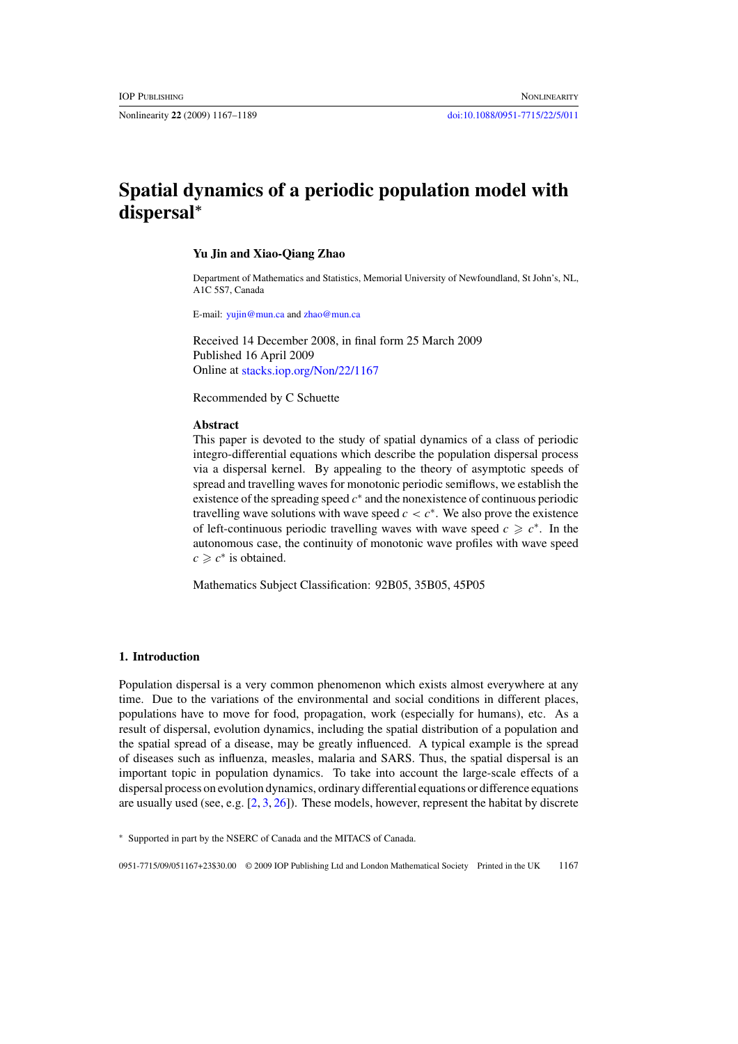# Spatial dynamics of a periodic population model with dispersal*

**Yu Jin and Xiao-Qiang Zhao**

Department of Mathematics and Statistics, Memorial University of Newfoundland, St John's, NL, A1C 5S7, Canada

E-mail: yujin@mun.ca and zhao@mun.ca

Received 14 December 2008, in final form 25 March 2009
Published 16 April 2009
Online at stacks.iop.org/Non/22/1167

Recommended by C Schuette

### Abstract

This paper is devoted to the study of spatial dynamics of a class of periodic integro-differential equations which describe the population dispersal process via a dispersal kernel. By appealing to the theory of asymptotic speeds of spread and travelling waves for monotonic periodic semiflows, we establish the existence of the spreading speed $c^*$ and the nonexistence of continuous periodic travelling wave solutions with wave speed $c < c^*$. We also prove the existence of left-continuous periodic travelling waves with wave speed $c \geqslant c^*$. In the autonomous case, the continuity of monotonic wave profiles with wave speed $c \geqslant c^*$ is obtained.

Mathematics Subject Classification: 92B05, 35B05, 45P05

## 1. Introduction

Population dispersal is a very common phenomenon which exists almost everywhere at any time. Due to the variations of the environmental and social conditions in different places, populations have to move for food, propagation, work (especially for humans), etc. As a result of dispersal, evolution dynamics, including the spatial distribution of a population and the spatial spread of a disease, may be greatly influenced. A typical example is the spread of diseases such as influenza, measles, malaria and SARS. Thus, the spatial dispersal is an important topic in population dynamics. To take into account the large-scale effects of a dispersal process on evolution dynamics, ordinary differential equations or difference equations are usually used (see, e.g. [2, 3, 26]). These models, however, represent the habitat by discrete

* Supported in part by the NSERC of Canada and the MITACS of Canada.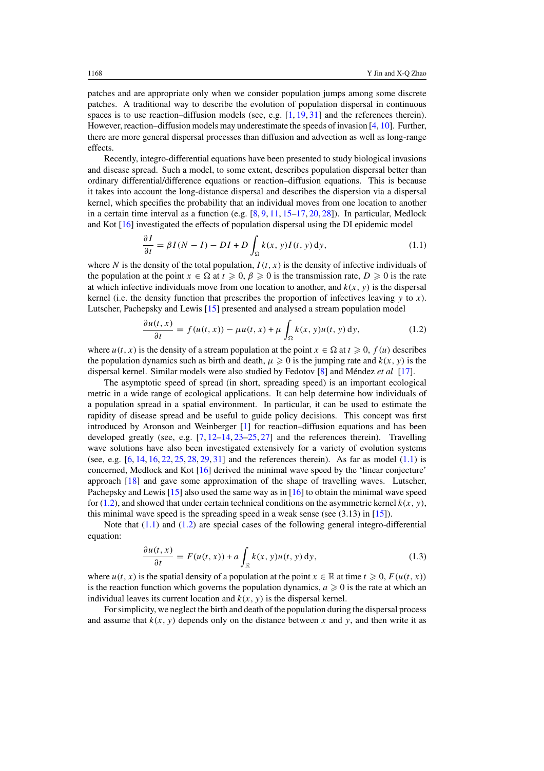patches and are appropriate only when we consider population jumps among some discrete patches. A traditional way to describe the evolution of population dispersal in continuous spaces is to use reaction–diffusion models (see, e.g. [1, 19, 31] and the references therein). However, reaction–diffusion models may underestimate the speeds of invasion [4, 10]. Further, there are more general dispersal processes than diffusion and advection as well as long-range effects.

Recently, integro-differential equations have been presented to study biological invasions and disease spread. Such a model, to some extent, describes population dispersal better than ordinary differential/difference equations or reaction–diffusion equations. This is because it takes into account the long-distance dispersal and describes the dispersion via a dispersal kernel, which specifies the probability that an individual moves from one location to another in a certain time interval as a function (e.g. [8, 9, 11, 15–17, 20, 28]). In particular, Medlock and Kot [16] investigated the effects of population dispersal using the DI epidemic model

$$\frac{\partial I}{\partial t} = \beta I(N - I) - DI + D\int_{\Omega} k(x, y)I(t, y)\,\mathrm{d}y, \tag{1.1}$$

where $N$ is the density of the total population, $I(t, x)$ is the density of infective individuals of the population at the point $x \in \Omega$ at $t \geqslant 0$, $\beta \geqslant 0$ is the transmission rate, $D \geqslant 0$ is the rate at which infective individuals move from one location to another, and $k(x, y)$ is the dispersal kernel (i.e. the density function that prescribes the proportion of infectives leaving $y$ to $x$). Lutscher, Pachepsky and Lewis [15] presented and analysed a stream population model

$$\frac{\partial u(t, x)}{\partial t} = f(u(t, x)) - \mu u(t, x) + \mu\int_{\Omega} k(x, y)u(t, y)\,\mathrm{d}y, \tag{1.2}$$

where $u(t, x)$ is the density of a stream population at the point $x \in \Omega$ at $t \geqslant 0$, $f(u)$ describes the population dynamics such as birth and death, $\mu \geqslant 0$ is the jumping rate and $k(x, y)$ is the dispersal kernel. Similar models were also studied by Fedotov [8] and Méndez *et al* [17].

The asymptotic speed of spread (in short, spreading speed) is an important ecological metric in a wide range of ecological applications. It can help determine how individuals of a population spread in a spatial environment. In particular, it can be used to estimate the rapidity of disease spread and be useful to guide policy decisions. This concept was first introduced by Aronson and Weinberger [1] for reaction–diffusion equations and has been developed greatly (see, e.g. [7, 12–14, 23–25, 27] and the references therein). Travelling wave solutions have also been investigated extensively for a variety of evolution systems (see, e.g. [6, 14, 16, 22, 25, 28, 29, 31] and the references therein). As far as model (1.1) is concerned, Medlock and Kot [16] derived the minimal wave speed by the 'linear conjecture' approach [18] and gave some approximation of the shape of travelling waves. Lutscher, Pachepsky and Lewis [15] also used the same way as in [16] to obtain the minimal wave speed for (1.2), and showed that under certain technical conditions on the asymmetric kernel $k(x, y)$, this minimal wave speed is the spreading speed in a weak sense (see (3.13) in [15]).

Note that (1.1) and (1.2) are special cases of the following general integro-differential equation:

$$\frac{\partial u(t, x)}{\partial t} = F(u(t, x)) + a\int_{\mathbb{R}} k(x, y)u(t, y)\,\mathrm{d}y, \tag{1.3}$$

where $u(t, x)$ is the spatial density of a population at the point $x \in \mathbb{R}$ at time $t \geqslant 0$, $F(u(t, x))$ is the reaction function which governs the population dynamics, $a \geqslant 0$ is the rate at which an individual leaves its current location and $k(x, y)$ is the dispersal kernel.

For simplicity, we neglect the birth and death of the population during the dispersal process and assume that $k(x, y)$ depends only on the distance between $x$ and $y$, and then write it as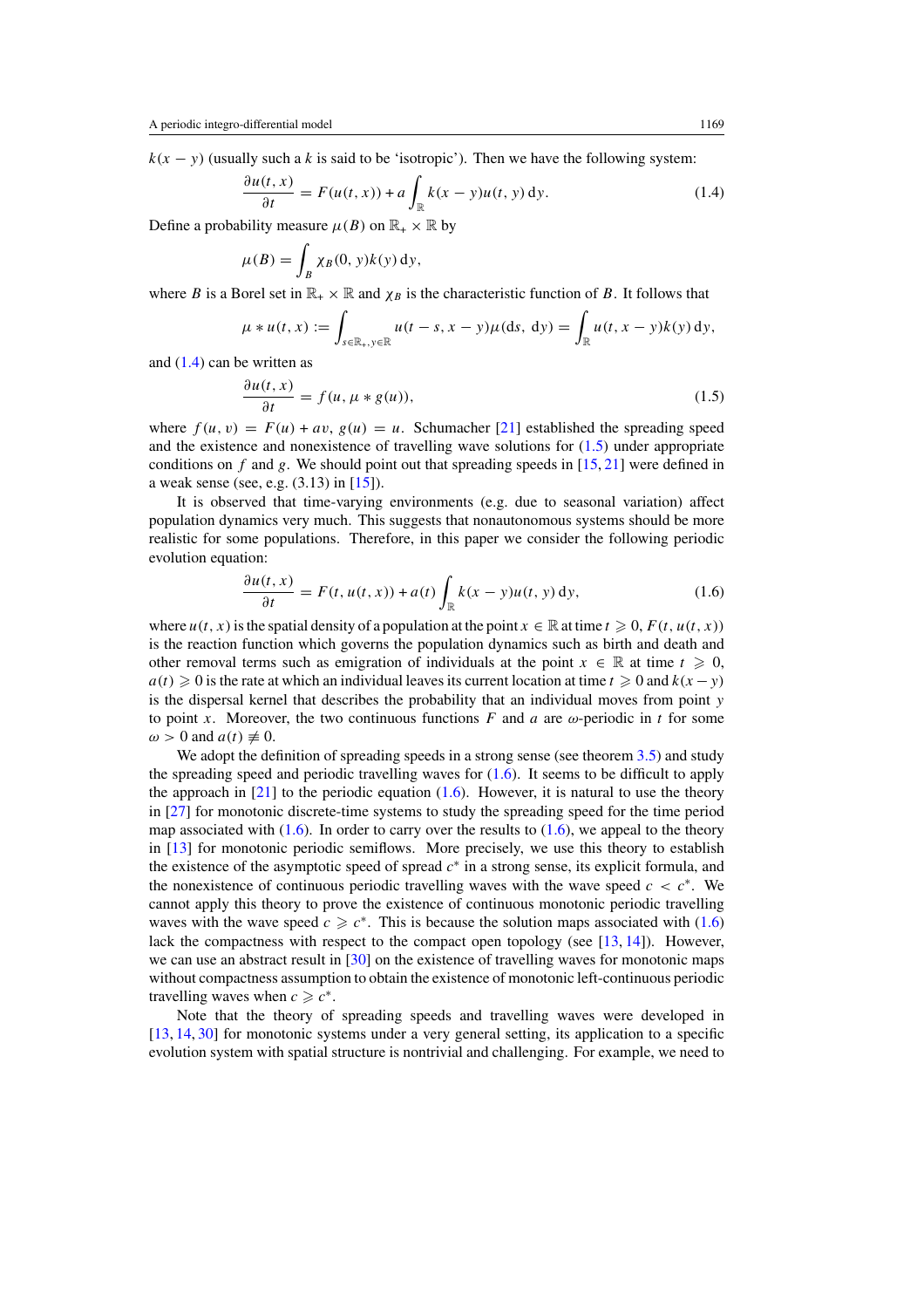$k(x-y)$ (usually such a $k$ is said to be 'isotropic'). Then we have the following system:

$$\frac{\partial u(t,x)}{\partial t} = F(u(t,x)) + a\int_{\mathbb{R}} k(x-y)u(t,y)\,\mathrm{d}y. \tag{1.4}$$

Define a probability measure $\mu(B)$ on $\mathbb{R}_+ \times \mathbb{R}$ by

$$\mu(B) = \int_B \chi_B(0,y)k(y)\,\mathrm{d}y,$$

where $B$ is a Borel set in $\mathbb{R}_+ \times \mathbb{R}$ and $\chi_B$ is the characteristic function of $B$. It follows that

$$\mu * u(t,x) := \int_{s\in\mathbb{R}_+, y\in\mathbb{R}} u(t-s, x-y)\mu(\mathrm{d}s,\,\mathrm{d}y) = \int_{\mathbb{R}} u(t, x-y)k(y)\,\mathrm{d}y,$$

and (1.4) can be written as

$$\frac{\partial u(t,x)}{\partial t} = f(u, \mu * g(u)), \tag{1.5}$$

where $f(u,v) = F(u) + av$, $g(u) = u$. Schumacher [21] established the spreading speed and the existence and nonexistence of travelling wave solutions for (1.5) under appropriate conditions on $f$ and $g$. We should point out that spreading speeds in [15, 21] were defined in a weak sense (see, e.g. (3.13) in [15]).

It is observed that time-varying environments (e.g. due to seasonal variation) affect population dynamics very much. This suggests that nonautonomous systems should be more realistic for some populations. Therefore, in this paper we consider the following periodic evolution equation:

$$\frac{\partial u(t,x)}{\partial t} = F(t, u(t,x)) + a(t)\int_{\mathbb{R}} k(x-y)u(t,y)\,\mathrm{d}y, \tag{1.6}$$

where $u(t,x)$ is the spatial density of a population at the point $x \in \mathbb{R}$ at time $t \geqslant 0$, $F(t, u(t,x))$ is the reaction function which governs the population dynamics such as birth and death and other removal terms such as emigration of individuals at the point $x \in \mathbb{R}$ at time $t \geqslant 0$, $a(t) \geqslant 0$ is the rate at which an individual leaves its current location at time $t \geqslant 0$ and $k(x-y)$ is the dispersal kernel that describes the probability that an individual moves from point $y$ to point $x$. Moreover, the two continuous functions $F$ and $a$ are $\omega$-periodic in $t$ for some $\omega > 0$ and $a(t) \not\equiv 0$.

We adopt the definition of spreading speeds in a strong sense (see theorem 3.5) and study the spreading speed and periodic travelling waves for (1.6). It seems to be difficult to apply the approach in [21] to the periodic equation (1.6). However, it is natural to use the theory in [27] for monotonic discrete-time systems to study the spreading speed for the time period map associated with (1.6). In order to carry over the results to (1.6), we appeal to the theory in [13] for monotonic periodic semiflows. More precisely, we use this theory to establish the existence of the asymptotic speed of spread $c^*$ in a strong sense, its explicit formula, and the nonexistence of continuous periodic travelling waves with the wave speed $c < c^*$. We cannot apply this theory to prove the existence of continuous monotonic periodic travelling waves with the wave speed $c \geqslant c^*$. This is because the solution maps associated with (1.6) lack the compactness with respect to the compact open topology (see [13, 14]). However, we can use an abstract result in [30] on the existence of travelling waves for monotonic maps without compactness assumption to obtain the existence of monotonic left-continuous periodic travelling waves when $c \geqslant c^*$.

Note that the theory of spreading speeds and travelling waves were developed in [13, 14, 30] for monotonic systems under a very general setting, its application to a specific evolution system with spatial structure is nontrivial and challenging. For example, we need to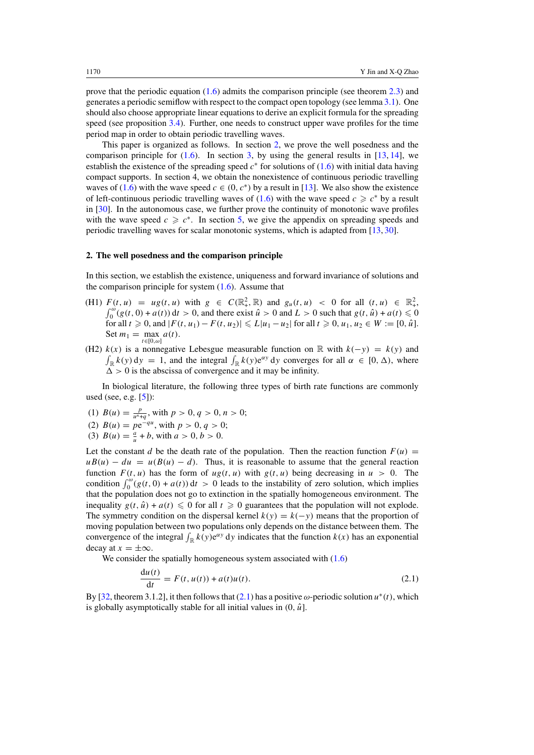prove that the periodic equation (1.6) admits the comparison principle (see theorem 2.3) and generates a periodic semiflow with respect to the compact open topology (see lemma 3.1). One should also choose appropriate linear equations to derive an explicit formula for the spreading speed (see proposition 3.4). Further, one needs to construct upper wave profiles for the time period map in order to obtain periodic travelling waves.

This paper is organized as follows. In section 2, we prove the well posedness and the comparison principle for (1.6). In section 3, by using the general results in [13, 14], we establish the existence of the spreading speed $c^*$ for solutions of (1.6) with initial data having compact supports. In section 4, we obtain the nonexistence of continuous periodic travelling waves of (1.6) with the wave speed $c \in (0, c^*)$ by a result in [13]. We also show the existence of left-continuous periodic travelling waves of (1.6) with the wave speed $c \geqslant c^*$ by a result in [30]. In the autonomous case, we further prove the continuity of monotonic wave profiles with the wave speed $c \geqslant c^*$. In section 5, we give the appendix on spreading speeds and periodic travelling waves for scalar monotonic systems, which is adapted from [13, 30].

## 2. The well posedness and the comparison principle

In this section, we establish the existence, uniqueness and forward invariance of solutions and the comparison principle for system (1.6). Assume that

(H1) $F(t,u) = ug(t,u)$ with $g \in C(\mathbb{R}_+^2, \mathbb{R})$ and $g_u(t,u) < 0$ for all $(t,u) \in \mathbb{R}_+^2$, $\int_0^{\omega}(g(t,0) + a(t))\,\mathrm{d}t > 0$, and there exist $\hat{u} > 0$ and $L > 0$ such that $g(t,\hat{u}) + a(t) \leqslant 0$ for all $t \geqslant 0$, and $|F(t,u_1) - F(t,u_2)| \leqslant L|u_1 - u_2|$ for all $t \geqslant 0$, $u_1, u_2 \in W := [0, \hat{u}]$. Set $m_1 = \max\limits_{t\in[0,\omega]} a(t)$.

(H2) $k(x)$ is a nonnegative Lebesgue measurable function on $\mathbb{R}$ with $k(-y) = k(y)$ and $\int_{\mathbb{R}} k(y)\,\mathrm{d}y = 1$, and the integral $\int_{\mathbb{R}} k(y)\mathrm{e}^{\alpha y}\,\mathrm{d}y$ converges for all $\alpha \in [0, \Delta)$, where $\Delta > 0$ is the abscissa of convergence and it may be infinity.

In biological literature, the following three types of birth rate functions are commonly used (see, e.g. [5]):

(1) $B(u) = \frac{p}{u^n + q}$, with $p > 0, q > 0, n > 0$;

(2) $B(u) = p\mathrm{e}^{-qu}$, with $p > 0, q > 0$;

(3) $B(u) = \frac{a}{u} + b$, with $a > 0, b > 0$.

Let the constant $d$ be the death rate of the population. Then the reaction function $F(u) = uB(u) - du = u(B(u) - d)$. Thus, it is reasonable to assume that the general reaction function $F(t,u)$ has the form of $ug(t,u)$ with $g(t,u)$ being decreasing in $u > 0$. The condition $\int_0^{\omega}(g(t,0) + a(t))\,\mathrm{d}t > 0$ leads to the instability of zero solution, which implies that the population does not go to extinction in the spatially homogeneous environment. The inequality $g(t,\hat{u}) + a(t) \leqslant 0$ for all $t \geqslant 0$ guarantees that the population will not explode. The symmetry condition on the dispersal kernel $k(y) = k(-y)$ means that the proportion of moving population between two populations only depends on the distance between them. The convergence of the integral $\int_{\mathbb{R}} k(y)\mathrm{e}^{\alpha y}\,\mathrm{d}y$ indicates that the function $k(x)$ has an exponential decay at $x = \pm\infty$.

We consider the spatially homogeneous system associated with (1.6)

$$\frac{\mathrm{d}u(t)}{\mathrm{d}t} = F(t, u(t)) + a(t)u(t). \tag{2.1}$$

By [32, theorem 3.1.2], it then follows that (2.1) has a positive $\omega$-periodic solution $u^*(t)$, which is globally asymptotically stable for all initial values in $(0, \hat{u}]$.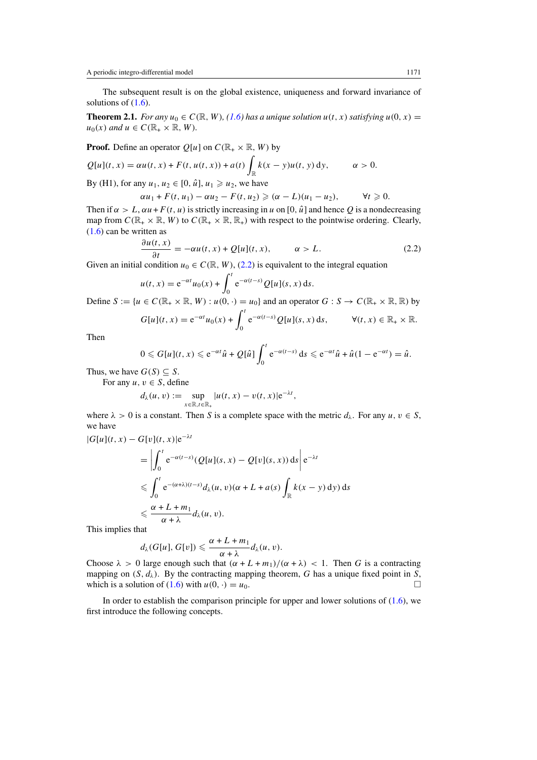The subsequent result is on the global existence, uniqueness and forward invariance of solutions of (1.6).

**Theorem 2.1.** *For any $u_0 \in C(\mathbb{R}, W)$, (1.6) has a unique solution $u(t, x)$ satisfying $u(0, x) = u_0(x)$ and $u \in C(\mathbb{R}_+ \times \mathbb{R}, W)$.*

**Proof.** Define an operator $Q[u]$ on $C(\mathbb{R}_+ \times \mathbb{R}, W)$ by

$$Q[u](t, x) = \alpha u(t, x) + F(t, u(t, x)) + a(t) \int_{\mathbb{R}} k(x - y) u(t, y) \, \mathrm{d}y, \qquad \alpha > 0.$$

By (H1), for any $u_1, u_2 \in [0, \hat{u}]$, $u_1 \geqslant u_2$, we have

$$\alpha u_1 + F(t, u_1) - \alpha u_2 - F(t, u_2) \geqslant (\alpha - L)(u_1 - u_2), \qquad \forall t \geqslant 0.$$

Then if $\alpha > L$, $\alpha u + F(t, u)$ is strictly increasing in $u$ on $[0, \hat{u}]$ and hence $Q$ is a nondecreasing map from $C(\mathbb{R}_+ \times \mathbb{R}, W)$ to $C(\mathbb{R}_+ \times \mathbb{R}, \mathbb{R}_+)$ with respect to the pointwise ordering. Clearly, (1.6) can be written as

$$\frac{\partial u(t, x)}{\partial t} = -\alpha u(t, x) + Q[u](t, x), \qquad \alpha > L. \tag{2.2}$$

Given an initial condition $u_0 \in C(\mathbb{R}, W)$, (2.2) is equivalent to the integral equation

$$u(t, x) = \mathrm{e}^{-\alpha t} u_0(x) + \int_0^t \mathrm{e}^{-\alpha(t-s)} Q[u](s, x) \, \mathrm{d}s.$$

Define $S := \{u \in C(\mathbb{R}_+ \times \mathbb{R}, W) : u(0, \cdot) = u_0\}$ and an operator $G : S \to C(\mathbb{R}_+ \times \mathbb{R}, \mathbb{R})$ by

$$G[u](t, x) = \mathrm{e}^{-\alpha t} u_0(x) + \int_0^t \mathrm{e}^{-\alpha(t-s)} Q[u](s, x) \, \mathrm{d}s, \qquad \forall (t, x) \in \mathbb{R}_+ \times \mathbb{R}.$$

Then

$$0 \leqslant G[u](t, x) \leqslant \mathrm{e}^{-\alpha t} \hat{u} + Q[\hat{u}] \int_0^t \mathrm{e}^{-\alpha(t-s)} \, \mathrm{d}s \leqslant \mathrm{e}^{-\alpha t} \hat{u} + \hat{u}(1 - \mathrm{e}^{-\alpha t}) = \hat{u}.$$

Thus, we have $G(S) \subseteq S$.

For any $u, v \in S$, define

$$d_\lambda(u, v) := \sup_{x \in \mathbb{R}, t \in \mathbb{R}_+} |u(t, x) - v(t, x)| \mathrm{e}^{-\lambda t},$$

where $\lambda > 0$ is a constant. Then $S$ is a complete space with the metric $d_\lambda$. For any $u, v \in S$, we have

$$\begin{aligned}
&|G[u](t, x) - G[v](t, x)| \mathrm{e}^{-\lambda t} \\
&\quad = \left| \int_0^t \mathrm{e}^{-\alpha(t-s)} (Q[u](s, x) - Q[v](s, x)) \, \mathrm{d}s \right| \mathrm{e}^{-\lambda t} \\
&\quad \leqslant \int_0^t \mathrm{e}^{-(\alpha+\lambda)(t-s)} d_\lambda(u, v) (\alpha + L + a(s) \int_{\mathbb{R}} k(x - y) \, \mathrm{d}y) \, \mathrm{d}s \\
&\quad \leqslant \frac{\alpha + L + m_1}{\alpha + \lambda} d_\lambda(u, v).
\end{aligned}$$

This implies that

$$d_\lambda(G[u], G[v]) \leqslant \frac{\alpha + L + m_1}{\alpha + \lambda} d_\lambda(u, v).$$

Choose $\lambda > 0$ large enough such that $(\alpha + L + m_1)/(\alpha + \lambda) < 1$. Then $G$ is a contracting mapping on $(S, d_\lambda)$. By the contracting mapping theorem, $G$ has a unique fixed point in $S$, which is a solution of (1.6) with $u(0, \cdot) = u_0$. $\square$

In order to establish the comparison principle for upper and lower solutions of (1.6), we first introduce the following concepts.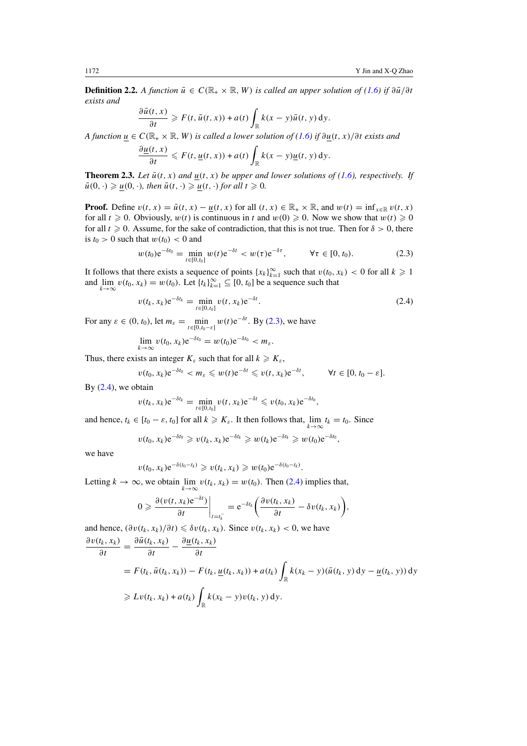**Definition 2.2.** *A function $\bar{u} \in C(\mathbb{R}_+ \times \mathbb{R}, W)$ is called an upper solution of (1.6) if $\partial\bar{u}/\partial t$ exists and*

$$\frac{\partial \bar{u}(t,x)}{\partial t} \geqslant F(t, \bar{u}(t,x)) + a(t)\int_{\mathbb{R}} k(x-y)\bar{u}(t,y)\,\mathrm{d}y.$$

*A function $\underline{u} \in C(\mathbb{R}_+ \times \mathbb{R}, W)$ is called a lower solution of (1.6) if $\partial\underline{u}(t,x)/\partial t$ exists and*

$$\frac{\partial \underline{u}(t,x)}{\partial t} \leqslant F(t, \underline{u}(t,x)) + a(t)\int_{\mathbb{R}} k(x-y)\underline{u}(t,y)\,\mathrm{d}y.$$

**Theorem 2.3.** *Let $\bar{u}(t,x)$ and $\underline{u}(t,x)$ be upper and lower solutions of (1.6), respectively. If $\bar{u}(0,\cdot) \geqslant \underline{u}(0,\cdot)$, then $\bar{u}(t,\cdot) \geqslant \underline{u}(t,\cdot)$ for all $t \geqslant 0$.*

**Proof.** Define $v(t,x) = \bar{u}(t,x) - \underline{u}(t,x)$ for all $(t,x) \in \mathbb{R}_+ \times \mathbb{R}$, and $w(t) = \inf_{x\in\mathbb{R}} v(t,x)$ for all $t \geqslant 0$. Obviously, $w(t)$ is continuous in $t$ and $w(0) \geqslant 0$. Now we show that $w(t) \geqslant 0$ for all $t \geqslant 0$. Assume, for the sake of contradiction, that this is not true. Then for $\delta > 0$, there is $t_0 > 0$ such that $w(t_0) < 0$ and

$$w(t_0)\mathrm{e}^{-\delta t_0} = \min_{t\in[0,t_0]} w(t)\mathrm{e}^{-\delta t} < w(\tau)\mathrm{e}^{-\delta\tau}, \qquad \forall \tau \in [0, t_0). \tag{2.3}$$

It follows that there exists a sequence of points $\{x_k\}_{k=1}^{\infty}$ such that $v(t_0, x_k) < 0$ for all $k \geqslant 1$ and $\lim_{k\to\infty} v(t_0, x_k) = w(t_0)$. Let $\{t_k\}_{k=1}^{\infty} \subseteq [0, t_0]$ be a sequence such that

$$v(t_k, x_k)\mathrm{e}^{-\delta t_k} = \min_{t\in[0,t_0]} v(t, x_k)\mathrm{e}^{-\delta t}. \tag{2.4}$$

For any $\varepsilon \in (0, t_0)$, let $m_\varepsilon = \min_{t\in[0,t_0-\varepsilon]} w(t)\mathrm{e}^{-\delta t}$. By (2.3), we have

$$\lim_{k\to\infty} v(t_0, x_k)\mathrm{e}^{-\delta t_0} = w(t_0)\mathrm{e}^{-\delta t_0} < m_\varepsilon.$$

Thus, there exists an integer $K_\varepsilon$ such that for all $k \geqslant K_\varepsilon$,

$$v(t_0, x_k)\mathrm{e}^{-\delta t_0} < m_\varepsilon \leqslant w(t)\mathrm{e}^{-\delta t} \leqslant v(t, x_k)\mathrm{e}^{-\delta t}, \qquad \forall t \in [0, t_0 - \varepsilon].$$

By (2.4), we obtain

$$v(t_k, x_k)\mathrm{e}^{-\delta t_k} = \min_{t\in[0,t_0]} v(t, x_k)\mathrm{e}^{-\delta t} \leqslant v(t_0, x_k)\mathrm{e}^{-\delta t_0},$$

and hence, $t_k \in [t_0 - \varepsilon, t_0]$ for all $k \geqslant K_\varepsilon$. It then follows that, $\lim_{k\to\infty} t_k = t_0$. Since

$$v(t_0, x_k)\mathrm{e}^{-\delta t_0} \geqslant v(t_k, x_k)\mathrm{e}^{-\delta t_k} \geqslant w(t_k)\mathrm{e}^{-\delta t_k} \geqslant w(t_0)\mathrm{e}^{-\delta t_0},$$

we have

$$v(t_0, x_k)\mathrm{e}^{-\delta(t_0 - t_k)} \geqslant v(t_k, x_k) \geqslant w(t_0)\mathrm{e}^{-\delta(t_0 - t_k)}.$$

Letting $k \to \infty$, we obtain $\lim_{k\to\infty} v(t_k, x_k) = w(t_0)$. Then (2.4) implies that,

$$0 \geqslant \left.\frac{\partial(v(t, x_k)\mathrm{e}^{-\delta t})}{\partial t}\right|_{t=t_k^-} = \mathrm{e}^{-\delta t_k}\left(\frac{\partial v(t_k, x_k)}{\partial t} - \delta v(t_k, x_k)\right),$$

and hence, $(\partial v(t_k, x_k)/\partial t) \leqslant \delta v(t_k, x_k)$. Since $v(t_k, x_k) < 0$, we have

$$\begin{aligned}
\frac{\partial v(t_k, x_k)}{\partial t} &= \frac{\partial \bar{u}(t_k, x_k)}{\partial t} - \frac{\partial \underline{u}(t_k, x_k)}{\partial t} \\
&= F(t_k, \bar{u}(t_k, x_k)) - F(t_k, \underline{u}(t_k, x_k)) + a(t_k)\int_{\mathbb{R}} k(x_k - y)(\bar{u}(t_k, y)\,\mathrm{d}y - \underline{u}(t_k, y))\,\mathrm{d}y \\
&\geqslant Lv(t_k, x_k) + a(t_k)\int_{\mathbb{R}} k(x_k - y)v(t_k, y)\,\mathrm{d}y.
\end{aligned}$$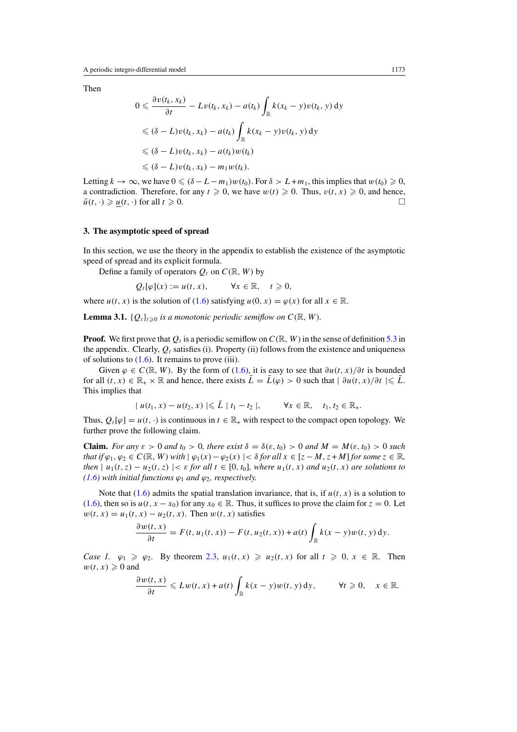Then

$$
\begin{aligned}
0 &\leqslant \frac{\partial v(t_k, x_k)}{\partial t} - Lv(t_k, x_k) - a(t_k)\int_{\mathbb{R}} k(x_k - y)v(t_k, y)\,\mathrm{d}y \\
&\leqslant (\delta - L)v(t_k, x_k) - a(t_k)\int_{\mathbb{R}} k(x_k - y)v(t_k, y)\,\mathrm{d}y \\
&\leqslant (\delta - L)v(t_k, x_k) - a(t_k)w(t_k) \\
&\leqslant (\delta - L)v(t_k, x_k) - m_1 w(t_k).
\end{aligned}
$$

Letting $k \to \infty$, we have $0 \leqslant (\delta - L - m_1)w(t_0)$. For $\delta > L + m_1$, this implies that $w(t_0) \geqslant 0$, a contradiction. Therefore, for any $t \geqslant 0$, we have $w(t) \geqslant 0$. Thus, $v(t, x) \geqslant 0$, and hence, $\bar{u}(t, \cdot) \geqslant \underline{u}(t, \cdot)$ for all $t \geqslant 0$. □

## 3. The asymptotic speed of spread

In this section, we use the theory in the appendix to establish the existence of the asymptotic speed of spread and its explicit formula.

Define a family of operators $Q_t$ on $C(\mathbb{R}, W)$ by

$$Q_t[\varphi](x) := u(t, x), \qquad \forall x \in \mathbb{R}, \quad t \geqslant 0,$$

where $u(t, x)$ is the solution of (1.6) satisfying $u(0, x) = \varphi(x)$ for all $x \in \mathbb{R}$.

**Lemma 3.1.** *$\{Q_t\}_{t\geqslant 0}$ is a monotonic periodic semiflow on $C(\mathbb{R}, W)$.*

**Proof.** We first prove that $Q_t$ is a periodic semiflow on $C(\mathbb{R}, W)$ in the sense of definition 5.3 in the appendix. Clearly, $Q_t$ satisfies (i). Property (ii) follows from the existence and uniqueness of solutions to (1.6). It remains to prove (iii).

Given $\varphi \in C(\mathbb{R}, W)$. By the form of (1.6), it is easy to see that $\partial u(t, x)/\partial t$ is bounded for all $(t, x) \in \mathbb{R}_+ \times \mathbb{R}$ and hence, there exists $\bar{L} = \bar{L}(\varphi) > 0$ such that $| \partial u(t, x)/\partial t | \leqslant \bar{L}$. This implies that

$$| u(t_1, x) - u(t_2, x) | \leqslant \bar{L} \mid t_1 - t_2 \mid, \qquad \forall x \in \mathbb{R}, \quad t_1, t_2 \in \mathbb{R}_+.$$

Thus, $Q_t[\varphi] = u(t, \cdot)$ is continuous in $t \in \mathbb{R}_+$ with respect to the compact open topology. We further prove the following claim.

**Claim.** *For any $\varepsilon > 0$ and $t_0 > 0$, there exist $\delta = \delta(\varepsilon, t_0) > 0$ and $M = M(\varepsilon, t_0) > 0$ such that if $\varphi_1, \varphi_2 \in C(\mathbb{R}, W)$ with $| \varphi_1(x) - \varphi_2(x) | < \delta$ for all $x \in [z - M, z + M]$ for some $z \in \mathbb{R}$, then $| u_1(t, z) - u_2(t, z) | < \varepsilon$ for all $t \in [0, t_0]$, where $u_1(t, x)$ and $u_2(t, x)$ are solutions to (1.6) with initial functions $\varphi_1$ and $\varphi_2$, respectively.*

Note that (1.6) admits the spatial translation invariance, that is, if $u(t, x)$ is a solution to (1.6), then so is $u(t, x - x_0)$ for any $x_0 \in \mathbb{R}$. Thus, it suffices to prove the claim for $z = 0$. Let $w(t, x) = u_1(t, x) - u_2(t, x)$. Then $w(t, x)$ satisfies

$$\frac{\partial w(t, x)}{\partial t} = F(t, u_1(t, x)) - F(t, u_2(t, x)) + a(t)\int_{\mathbb{R}} k(x - y)w(t, y)\,\mathrm{d}y.$$

*Case 1.* $\varphi_1 \geqslant \varphi_2$. By theorem 2.3, $u_1(t, x) \geqslant u_2(t, x)$ for all $t \geqslant 0$, $x \in \mathbb{R}$. Then $w(t, x) \geqslant 0$ and

$$\frac{\partial w(t, x)}{\partial t} \leqslant Lw(t, x) + a(t)\int_{\mathbb{R}} k(x - y)w(t, y)\,\mathrm{d}y, \qquad \forall t \geqslant 0, \quad x \in \mathbb{R}.$$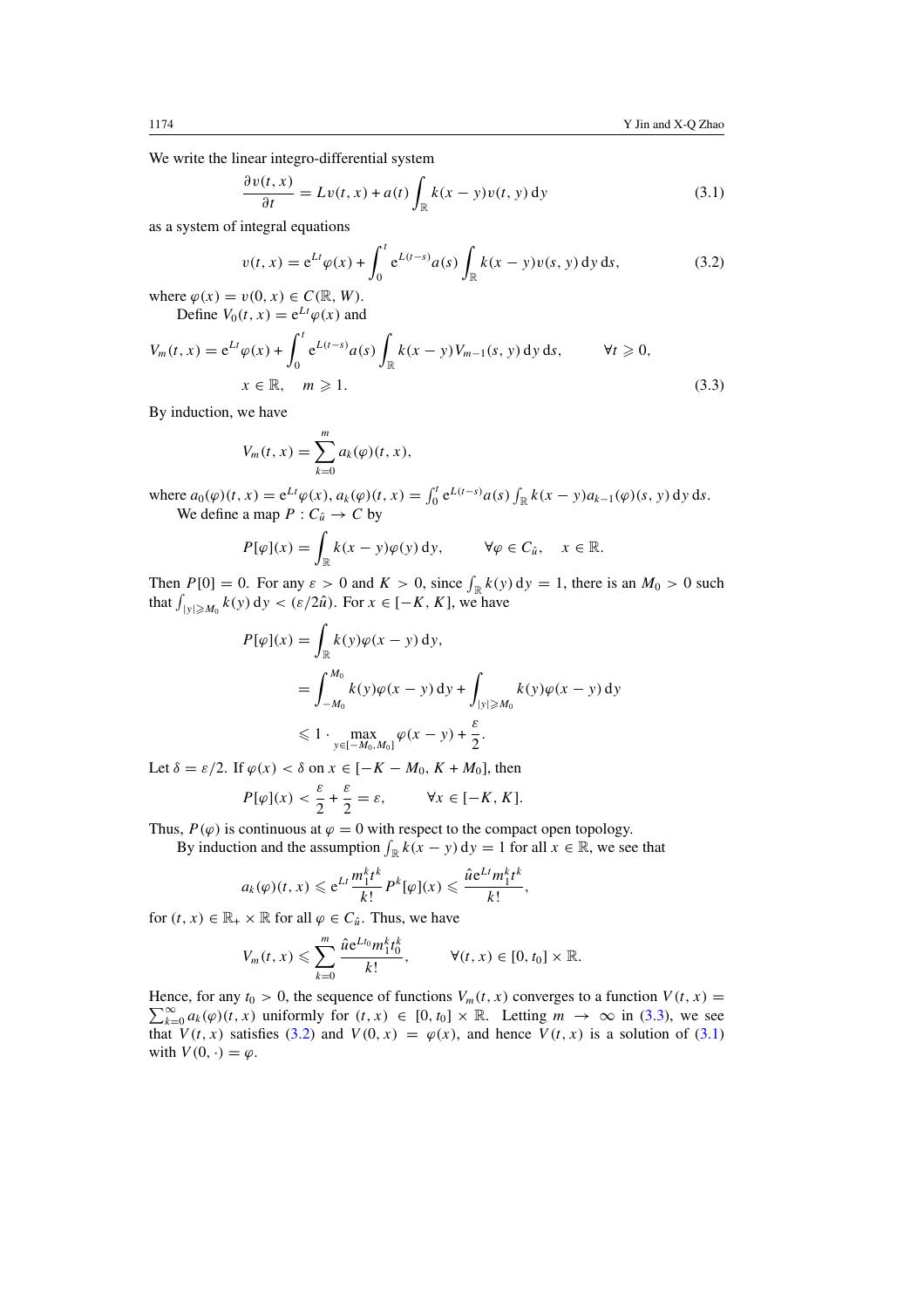We write the linear integro-differential system

$$\frac{\partial v(t,x)}{\partial t} = Lv(t,x) + a(t)\int_{\mathbb{R}} k(x-y)v(t,y)\,\mathrm{d}y \tag{3.1}$$

as a system of integral equations

$$v(t,x) = \mathrm{e}^{Lt}\varphi(x) + \int_0^t \mathrm{e}^{L(t-s)}a(s)\int_{\mathbb{R}} k(x-y)v(s,y)\,\mathrm{d}y\,\mathrm{d}s, \tag{3.2}$$

where $\varphi(x) = v(0,x) \in C(\mathbb{R}, W)$.

Define $V_0(t,x) = \mathrm{e}^{Lt}\varphi(x)$ and

$$V_m(t,x) = \mathrm{e}^{Lt}\varphi(x) + \int_0^t \mathrm{e}^{L(t-s)}a(s)\int_{\mathbb{R}} k(x-y)V_{m-1}(s,y)\,\mathrm{d}y\,\mathrm{d}s, \qquad \forall t \geqslant 0, \quad x \in \mathbb{R}, \quad m \geqslant 1. \tag{3.3}$$

By induction, we have

$$V_m(t,x) = \sum_{k=0}^{m} a_k(\varphi)(t,x),$$

where $a_0(\varphi)(t,x) = \mathrm{e}^{Lt}\varphi(x)$, $a_k(\varphi)(t,x) = \int_0^t \mathrm{e}^{L(t-s)}a(s)\int_{\mathbb{R}} k(x-y)a_{k-1}(\varphi)(s,y)\,\mathrm{d}y\,\mathrm{d}s$.

We define a map $P : C_{\hat{u}} \to C$ by

$$P[\varphi](x) = \int_{\mathbb{R}} k(x-y)\varphi(y)\,\mathrm{d}y, \qquad \forall \varphi \in C_{\hat{u}}, \quad x \in \mathbb{R}.$$

Then $P[0] = 0$. For any $\varepsilon > 0$ and $K > 0$, since $\int_{\mathbb{R}} k(y)\,\mathrm{d}y = 1$, there is an $M_0 > 0$ such that $\int_{|y|\geqslant M_0} k(y)\,\mathrm{d}y < (\varepsilon/2\hat{u})$. For $x \in [-K, K]$, we have

$$\begin{aligned}
P[\varphi](x) &= \int_{\mathbb{R}} k(y)\varphi(x-y)\,\mathrm{d}y, \\
&= \int_{-M_0}^{M_0} k(y)\varphi(x-y)\,\mathrm{d}y + \int_{|y|\geqslant M_0} k(y)\varphi(x-y)\,\mathrm{d}y \\
&\leqslant 1 \cdot \max_{y\in[-M_0,M_0]} \varphi(x-y) + \frac{\varepsilon}{2}.
\end{aligned}$$

Let $\delta = \varepsilon/2$. If $\varphi(x) < \delta$ on $x \in [-K - M_0, K + M_0]$, then

$$P[\varphi](x) < \frac{\varepsilon}{2} + \frac{\varepsilon}{2} = \varepsilon, \qquad \forall x \in [-K, K].$$

Thus, $P(\varphi)$ is continuous at $\varphi = 0$ with respect to the compact open topology.

By induction and the assumption $\int_{\mathbb{R}} k(x-y)\,\mathrm{d}y = 1$ for all $x \in \mathbb{R}$, we see that

$$a_k(\varphi)(t,x) \leqslant \mathrm{e}^{Lt}\frac{m_1^k t^k}{k!}P^k[\varphi](x) \leqslant \frac{\hat{u}\mathrm{e}^{Lt}m_1^k t^k}{k!},$$

for $(t,x) \in \mathbb{R}_+ \times \mathbb{R}$ for all $\varphi \in C_{\hat{u}}$. Thus, we have

$$V_m(t,x) \leqslant \sum_{k=0}^{m} \frac{\hat{u}\mathrm{e}^{Lt_0}m_1^k t_0^k}{k!}, \qquad \forall (t,x) \in [0,t_0] \times \mathbb{R}.$$

Hence, for any $t_0 > 0$, the sequence of functions $V_m(t,x)$ converges to a function $V(t,x) = \sum_{k=0}^{\infty} a_k(\varphi)(t,x)$ uniformly for $(t,x) \in [0,t_0] \times \mathbb{R}$. Letting $m \to \infty$ in (3.3), we see that $V(t,x)$ satisfies (3.2) and $V(0,x) = \varphi(x)$, and hence $V(t,x)$ is a solution of (3.1) with $V(0,\cdot) = \varphi$.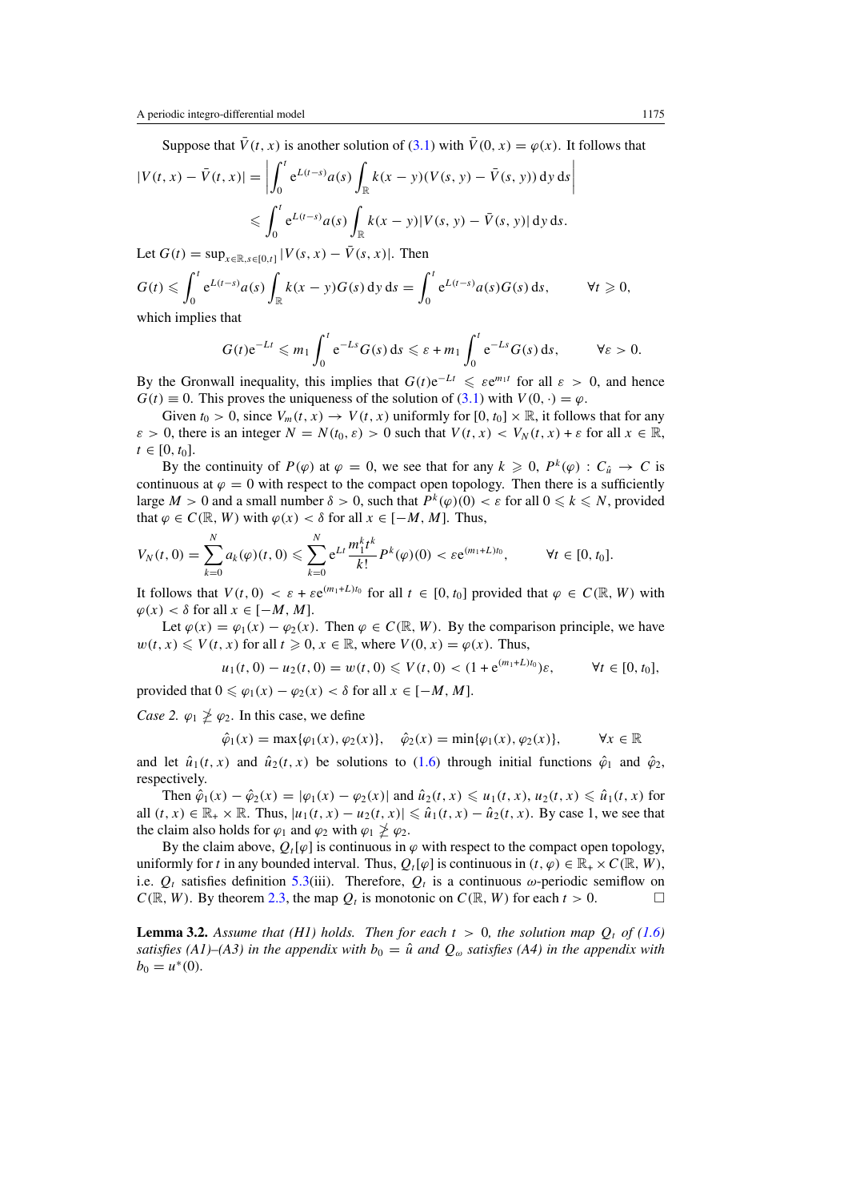Suppose that $\bar{V}(t, x)$ is another solution of (3.1) with $\bar{V}(0, x) = \varphi(x)$. It follows that

$$|V(t,x) - \bar{V}(t,x)| = \left| \int_0^t \mathrm{e}^{L(t-s)} a(s) \int_{\mathbb{R}} k(x-y)(V(s,y) - \bar{V}(s,y))\, \mathrm{d}y\, \mathrm{d}s \right|$$

$$\leqslant \int_0^t \mathrm{e}^{L(t-s)} a(s) \int_{\mathbb{R}} k(x-y)|V(s,y) - \bar{V}(s,y)|\, \mathrm{d}y\, \mathrm{d}s.$$

Let $G(t) = \sup_{x\in\mathbb{R}, s\in[0,t]} |V(s,x) - \bar{V}(s,x)|$. Then

$$G(t) \leqslant \int_0^t \mathrm{e}^{L(t-s)} a(s) \int_{\mathbb{R}} k(x-y) G(s)\, \mathrm{d}y\, \mathrm{d}s = \int_0^t \mathrm{e}^{L(t-s)} a(s) G(s)\, \mathrm{d}s, \qquad \forall t \geqslant 0,$$

which implies that

$$G(t)\mathrm{e}^{-Lt} \leqslant m_1 \int_0^t \mathrm{e}^{-Ls} G(s)\, \mathrm{d}s \leqslant \varepsilon + m_1 \int_0^t \mathrm{e}^{-Ls} G(s)\, \mathrm{d}s, \qquad \forall \varepsilon > 0.$$

By the Gronwall inequality, this implies that $G(t)\mathrm{e}^{-Lt} \leqslant \varepsilon \mathrm{e}^{m_1 t}$ for all $\varepsilon > 0$, and hence $G(t) \equiv 0$. This proves the uniqueness of the solution of (3.1) with $V(0, \cdot) = \varphi$.

Given $t_0 > 0$, since $V_m(t,x) \to V(t,x)$ uniformly for $[0, t_0] \times \mathbb{R}$, it follows that for any $\varepsilon > 0$, there is an integer $N = N(t_0, \varepsilon) > 0$ such that $V(t,x) < V_N(t,x) + \varepsilon$ for all $x \in \mathbb{R}$, $t \in [0, t_0]$.

By the continuity of $P(\varphi)$ at $\varphi = 0$, we see that for any $k \geqslant 0$, $P^k(\varphi) : C_{\hat{u}} \to C$ is continuous at $\varphi = 0$ with respect to the compact open topology. Then there is a sufficiently large $M > 0$ and a small number $\delta > 0$, such that $P^k(\varphi)(0) < \varepsilon$ for all $0 \leqslant k \leqslant N$, provided that $\varphi \in C(\mathbb{R}, W)$ with $\varphi(x) < \delta$ for all $x \in [-M, M]$. Thus,

$$V_N(t, 0) = \sum_{k=0}^{N} a_k(\varphi)(t, 0) \leqslant \sum_{k=0}^{N} \mathrm{e}^{Lt} \frac{m_1^k t^k}{k!} P^k(\varphi)(0) < \varepsilon \mathrm{e}^{(m_1+L)t_0}, \qquad \forall t \in [0, t_0].$$

It follows that $V(t, 0) < \varepsilon + \varepsilon \mathrm{e}^{(m_1+L)t_0}$ for all $t \in [0, t_0]$ provided that $\varphi \in C(\mathbb{R}, W)$ with $\varphi(x) < \delta$ for all $x \in [-M, M]$.

Let $\varphi(x) = \varphi_1(x) - \varphi_2(x)$. Then $\varphi \in C(\mathbb{R}, W)$. By the comparison principle, we have $w(t,x) \leqslant V(t,x)$ for all $t \geqslant 0$, $x \in \mathbb{R}$, where $V(0,x) = \varphi(x)$. Thus,

$$u_1(t,0) - u_2(t,0) = w(t,0) \leqslant V(t,0) < (1 + \mathrm{e}^{(m_1+L)t_0})\varepsilon, \qquad \forall t \in [0, t_0],$$

provided that $0 \leqslant \varphi_1(x) - \varphi_2(x) < \delta$ for all $x \in [-M, M]$.

*Case 2.* $\varphi_1 \not\geq \varphi_2$. In this case, we define

$$\hat{\varphi}_1(x) = \max\{\varphi_1(x), \varphi_2(x)\}, \quad \hat{\varphi}_2(x) = \min\{\varphi_1(x), \varphi_2(x)\}, \qquad \forall x \in \mathbb{R}$$

and let $\hat{u}_1(t,x)$ and $\hat{u}_2(t,x)$ be solutions to (1.6) through initial functions $\hat{\varphi}_1$ and $\hat{\varphi}_2$, respectively.

Then $\hat{\varphi}_1(x) - \hat{\varphi}_2(x) = |\varphi_1(x) - \varphi_2(x)|$ and $\hat{u}_2(t,x) \leqslant u_1(t,x), u_2(t,x) \leqslant \hat{u}_1(t,x)$ for all $(t,x) \in \mathbb{R}_+ \times \mathbb{R}$. Thus, $|u_1(t,x) - u_2(t,x)| \leqslant \hat{u}_1(t,x) - \hat{u}_2(t,x)$. By case 1, we see that the claim also holds for $\varphi_1$ and $\varphi_2$ with $\varphi_1 \not\geq \varphi_2$.

By the claim above, $Q_t[\varphi]$ is continuous in $\varphi$ with respect to the compact open topology, uniformly for $t$ in any bounded interval. Thus, $Q_t[\varphi]$ is continuous in $(t, \varphi) \in \mathbb{R}_+ \times C(\mathbb{R}, W)$, i.e. $Q_t$ satisfies definition 5.3(iii). Therefore, $Q_t$ is a continuous $\omega$-periodic semiflow on $C(\mathbb{R}, W)$. By theorem 2.3, the map $Q_t$ is monotonic on $C(\mathbb{R}, W)$ for each $t > 0$. $\square$

**Lemma 3.2.** *Assume that (H1) holds. Then for each $t > 0$, the solution map $Q_t$ of (1.6) satisfies (A1)–(A3) in the appendix with $b_0 = \hat{u}$ and $Q_\omega$ satisfies (A4) in the appendix with $b_0 = u^*(0)$.*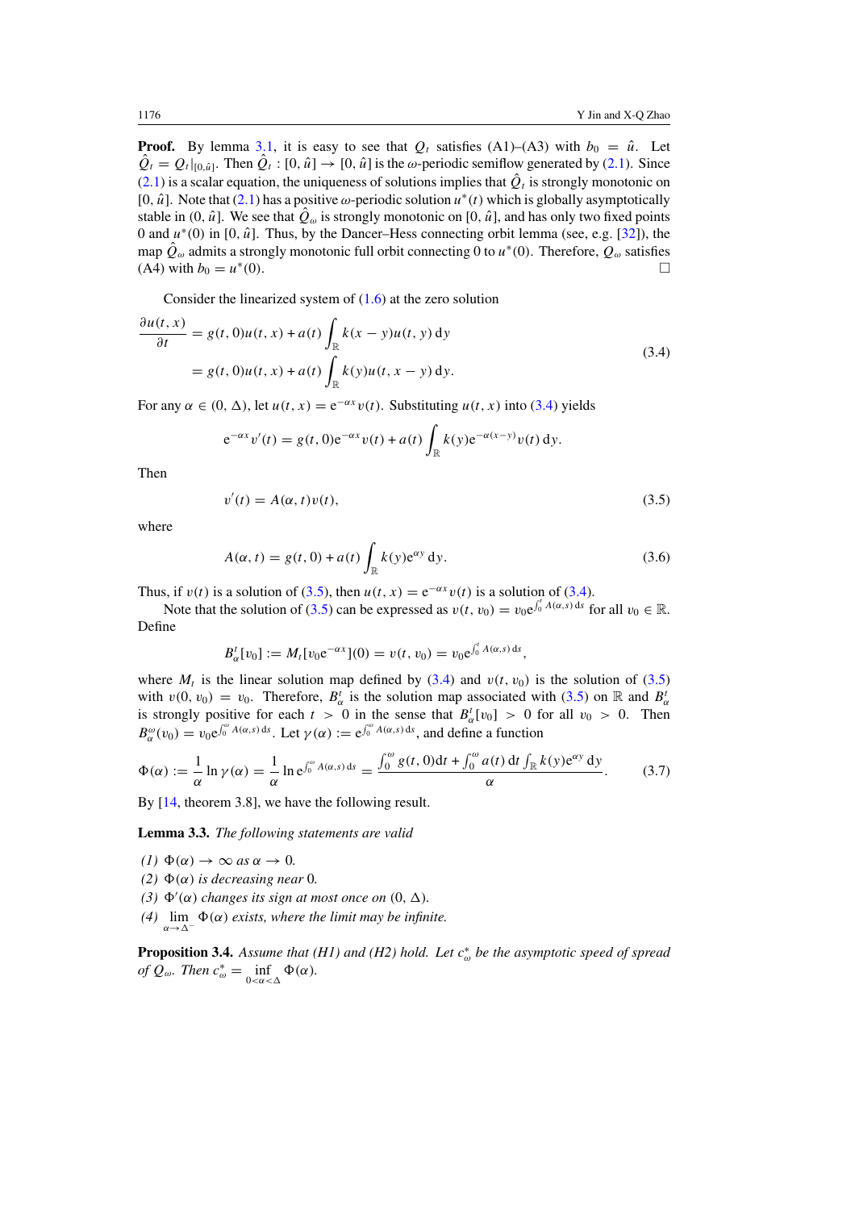**Proof.** By lemma 3.1, it is easy to see that $Q_t$ satisfies (A1)–(A3) with $b_0 = \hat{u}$. Let $\hat{Q}_t = Q_t|_{[0,\hat{u}]}$. Then $\hat{Q}_t : [0, \hat{u}] \to [0, \hat{u}]$ is the $\omega$-periodic semiflow generated by (2.1). Since (2.1) is a scalar equation, the uniqueness of solutions implies that $\hat{Q}_t$ is strongly monotonic on $[0, \hat{u}]$. Note that (2.1) has a positive $\omega$-periodic solution $u^*(t)$ which is globally asymptotically stable in $(0, \hat{u}]$. We see that $\hat{Q}_\omega$ is strongly monotonic on $[0, \hat{u}]$, and has only two fixed points 0 and $u^*(0)$ in $[0, \hat{u}]$. Thus, by the Dancer–Hess connecting orbit lemma (see, e.g. [32]), the map $\hat{Q}_\omega$ admits a strongly monotonic full orbit connecting 0 to $u^*(0)$. Therefore, $Q_\omega$ satisfies (A4) with $b_0 = u^*(0)$. □

Consider the linearized system of (1.6) at the zero solution

$$
\begin{aligned}
\frac{\partial u(t,x)}{\partial t} &= g(t,0)u(t,x) + a(t)\int_{\mathbb{R}} k(x-y)u(t,y)\,\mathrm{d}y \\
&= g(t,0)u(t,x) + a(t)\int_{\mathbb{R}} k(y)u(t,x-y)\,\mathrm{d}y.
\end{aligned}
\tag{3.4}
$$

For any $\alpha \in (0, \Delta)$, let $u(t,x) = \mathrm{e}^{-\alpha x}v(t)$. Substituting $u(t,x)$ into (3.4) yields

$$
\mathrm{e}^{-\alpha x}v'(t) = g(t,0)\mathrm{e}^{-\alpha x}v(t) + a(t)\int_{\mathbb{R}} k(y)\mathrm{e}^{-\alpha(x-y)}v(t)\,\mathrm{d}y.
$$

Then

$$
v'(t) = A(\alpha,t)v(t), \tag{3.5}
$$

where

$$
A(\alpha,t) = g(t,0) + a(t)\int_{\mathbb{R}} k(y)\mathrm{e}^{\alpha y}\,\mathrm{d}y. \tag{3.6}
$$

Thus, if $v(t)$ is a solution of (3.5), then $u(t,x) = \mathrm{e}^{-\alpha x}v(t)$ is a solution of (3.4).

Note that the solution of (3.5) can be expressed as $v(t,v_0) = v_0\mathrm{e}^{\int_0^t A(\alpha,s)\,\mathrm{d}s}$ for all $v_0 \in \mathbb{R}$. Define

$$
B_\alpha^t[v_0] := M_t[v_0\mathrm{e}^{-\alpha x}](0) = v(t,v_0) = v_0\mathrm{e}^{\int_0^t A(\alpha,s)\,\mathrm{d}s},
$$

where $M_t$ is the linear solution map defined by (3.4) and $v(t,v_0)$ is the solution of (3.5) with $v(0,v_0) = v_0$. Therefore, $B_\alpha^t$ is the solution map associated with (3.5) on $\mathbb{R}$ and $B_\alpha^t$ is strongly positive for each $t > 0$ in the sense that $B_\alpha^t[v_0] > 0$ for all $v_0 > 0$. Then $B_\alpha^\omega(v_0) = v_0\mathrm{e}^{\int_0^\omega A(\alpha,s)\,\mathrm{d}s}$. Let $\gamma(\alpha) := \mathrm{e}^{\int_0^\omega A(\alpha,s)\,\mathrm{d}s}$, and define a function

$$
\Phi(\alpha) := \frac{1}{\alpha}\ln\gamma(\alpha) = \frac{1}{\alpha}\ln\mathrm{e}^{\int_0^\omega A(\alpha,s)\,\mathrm{d}s} = \frac{\int_0^\omega g(t,0)\mathrm{d}t + \int_0^\omega a(t)\,\mathrm{d}t\int_{\mathbb{R}} k(y)\mathrm{e}^{\alpha y}\,\mathrm{d}y}{\alpha}. \tag{3.7}
$$

By [14, theorem 3.8], we have the following result.

**Lemma 3.3.** *The following statements are valid*

*(1)* $\Phi(\alpha) \to \infty$ *as* $\alpha \to 0$.

*(2)* $\Phi(\alpha)$ *is decreasing near* 0.

*(3)* $\Phi'(\alpha)$ *changes its sign at most once on* $(0, \Delta)$.

*(4)* $\lim_{\alpha\to\Delta^-}\Phi(\alpha)$ *exists, where the limit may be infinite.*

**Proposition 3.4.** *Assume that (H1) and (H2) hold. Let $c_\omega^*$ be the asymptotic speed of spread of $Q_\omega$. Then* $c_\omega^* = \inf_{0<\alpha<\Delta}\Phi(\alpha)$.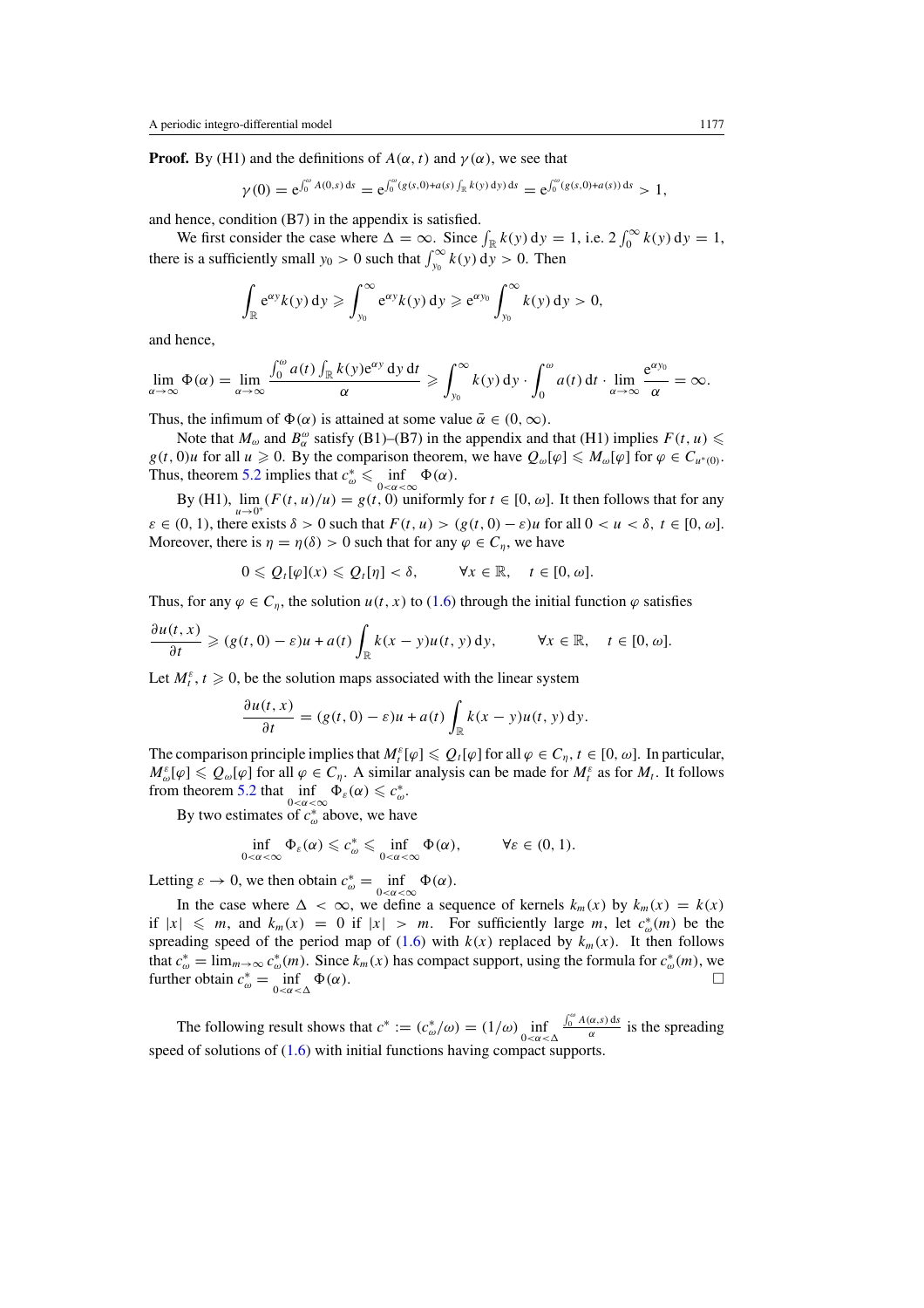**Proof.** By (H1) and the definitions of $A(\alpha, t)$ and $\gamma(\alpha)$, we see that

$$\gamma(0) = \mathrm{e}^{\int_0^\omega A(0,s)\,\mathrm{d}s} = \mathrm{e}^{\int_0^\omega (g(s,0)+a(s)\int_{\mathbb{R}} k(y)\,\mathrm{d}y)\,\mathrm{d}s} = \mathrm{e}^{\int_0^\omega (g(s,0)+a(s))\,\mathrm{d}s} > 1,$$

and hence, condition (B7) in the appendix is satisfied.

We first consider the case where $\Delta = \infty$. Since $\int_{\mathbb{R}} k(y)\,\mathrm{d}y = 1$, i.e. $2\int_0^\infty k(y)\,\mathrm{d}y = 1$, there is a sufficiently small $y_0 > 0$ such that $\int_{y_0}^\infty k(y)\,\mathrm{d}y > 0$. Then

$$\int_{\mathbb{R}} \mathrm{e}^{\alpha y} k(y)\,\mathrm{d}y \geqslant \int_{y_0}^\infty \mathrm{e}^{\alpha y} k(y)\,\mathrm{d}y \geqslant \mathrm{e}^{\alpha y_0} \int_{y_0}^\infty k(y)\,\mathrm{d}y > 0,$$

and hence,

$$\lim_{\alpha\to\infty} \Phi(\alpha) = \lim_{\alpha\to\infty} \frac{\int_0^\omega a(t)\int_{\mathbb{R}} k(y)\mathrm{e}^{\alpha y}\,\mathrm{d}y\,\mathrm{d}t}{\alpha} \geqslant \int_{y_0}^\infty k(y)\,\mathrm{d}y \cdot \int_0^\omega a(t)\,\mathrm{d}t \cdot \lim_{\alpha\to\infty} \frac{\mathrm{e}^{\alpha y_0}}{\alpha} = \infty.$$

Thus, the infimum of $\Phi(\alpha)$ is attained at some value $\bar{\alpha} \in (0, \infty)$.

Note that $M_\omega$ and $B_\alpha^\omega$ satisfy (B1)–(B7) in the appendix and that (H1) implies $F(t, u) \leqslant g(t, 0)u$ for all $u \geqslant 0$. By the comparison theorem, we have $Q_\omega[\varphi] \leqslant M_\omega[\varphi]$ for $\varphi \in C_{u^*(0)}$. Thus, theorem 5.2 implies that $c_\omega^* \leqslant \inf_{0<\alpha<\infty} \Phi(\alpha)$.

By (H1), $\lim_{u\to 0^+} (F(t, u)/u) = g(t, 0)$ uniformly for $t \in [0, \omega]$. It then follows that for any $\varepsilon \in (0, 1)$, there exists $\delta > 0$ such that $F(t, u) > (g(t, 0) - \varepsilon)u$ for all $0 < u < \delta$, $t \in [0, \omega]$. Moreover, there is $\eta = \eta(\delta) > 0$ such that for any $\varphi \in C_\eta$, we have

$$0 \leqslant Q_t[\varphi](x) \leqslant Q_t[\eta] < \delta, \qquad \forall x \in \mathbb{R}, \quad t \in [0, \omega].$$

Thus, for any $\varphi \in C_\eta$, the solution $u(t, x)$ to (1.6) through the initial function $\varphi$ satisfies

$$\frac{\partial u(t,x)}{\partial t} \geqslant (g(t,0) - \varepsilon)u + a(t)\int_{\mathbb{R}} k(x-y)u(t,y)\,\mathrm{d}y, \qquad \forall x \in \mathbb{R}, \quad t \in [0, \omega].$$

Let $M_t^\varepsilon$, $t \geqslant 0$, be the solution maps associated with the linear system

$$\frac{\partial u(t,x)}{\partial t} = (g(t,0) - \varepsilon)u + a(t)\int_{\mathbb{R}} k(x-y)u(t,y)\,\mathrm{d}y.$$

The comparison principle implies that $M_t^\varepsilon[\varphi] \leqslant Q_t[\varphi]$ for all $\varphi \in C_\eta$, $t \in [0, \omega]$. In particular, $M_\omega^\varepsilon[\varphi] \leqslant Q_\omega[\varphi]$ for all $\varphi \in C_\eta$. A similar analysis can be made for $M_t^\varepsilon$ as for $M_t$. It follows from theorem 5.2 that $\inf_{0<\alpha<\infty} \Phi_\varepsilon(\alpha) \leqslant c_\omega^*$.

By two estimates of $c_\omega^*$ above, we have

$$\inf_{0<\alpha<\infty} \Phi_\varepsilon(\alpha) \leqslant c_\omega^* \leqslant \inf_{0<\alpha<\infty} \Phi(\alpha), \qquad \forall \varepsilon \in (0, 1).$$

Letting $\varepsilon \to 0$, we then obtain $c_\omega^* = \inf_{0<\alpha<\infty} \Phi(\alpha)$.

In the case where $\Delta < \infty$, we define a sequence of kernels $k_m(x)$ by $k_m(x) = k(x)$ if $|x| \leqslant m$, and $k_m(x) = 0$ if $|x| > m$. For sufficiently large $m$, let $c_\omega^*(m)$ be the spreading speed of the period map of (1.6) with $k(x)$ replaced by $k_m(x)$. It then follows that $c_\omega^* = \lim_{m\to\infty} c_\omega^*(m)$. Since $k_m(x)$ has compact support, using the formula for $c_\omega^*(m)$, we further obtain $c_\omega^* = \inf_{0<\alpha<\Delta} \Phi(\alpha)$. $\square$

The following result shows that $c^* := (c_\omega^*/\omega) = (1/\omega) \inf_{0<\alpha<\Delta} \frac{\int_0^\omega A(\alpha,s)\,\mathrm{d}s}{\alpha}$ is the spreading speed of solutions of (1.6) with initial functions having compact supports.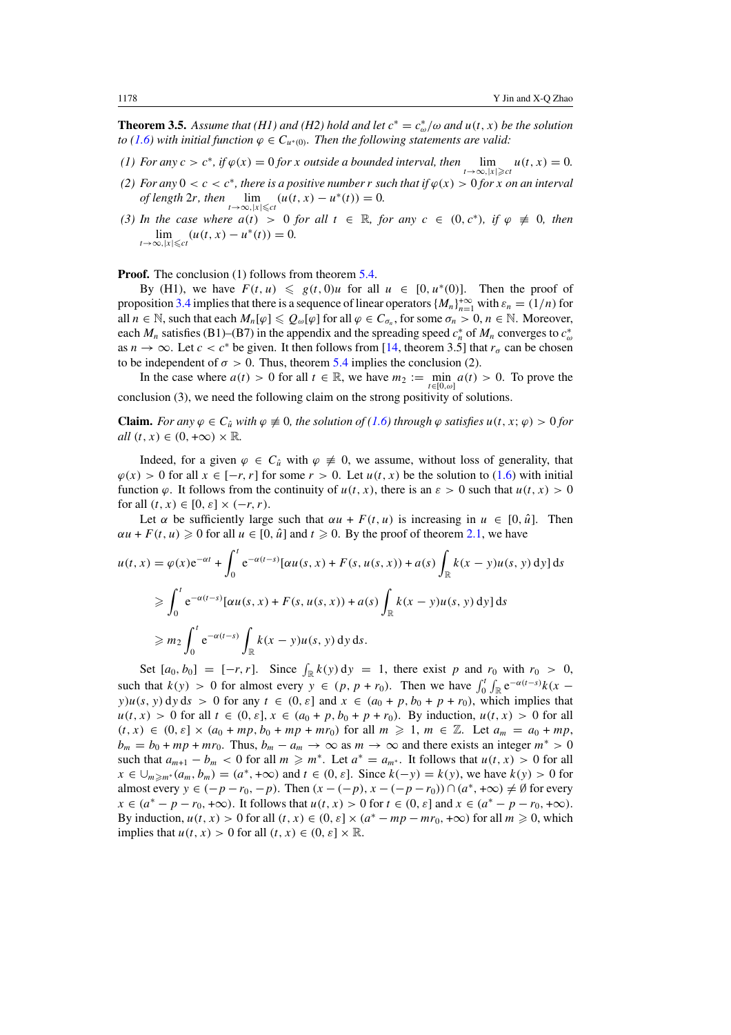**Theorem 3.5.** *Assume that (H1) and (H2) hold and let $c^* = c^*_\omega/\omega$ and $u(t,x)$ be the solution to (1.6) with initial function $\varphi \in C_{u^*(0)}$. Then the following statements are valid:*

*(1) For any $c > c^*$, if $\varphi(x) = 0$ for $x$ outside a bounded interval, then $\lim_{t\to\infty, |x|\geqslant ct} u(t,x) = 0$.*

*(2) For any $0 < c < c^*$, there is a positive number $r$ such that if $\varphi(x) > 0$ for $x$ on an interval of length $2r$, then $\lim_{t\to\infty, |x|\leqslant ct} (u(t,x) - u^*(t)) = 0$.*

*(3) In the case where $a(t) > 0$ for all $t \in \mathbb{R}$, for any $c \in (0, c^*)$, if $\varphi \not\equiv 0$, then $\lim_{t\to\infty, |x|\leqslant ct} (u(t,x) - u^*(t)) = 0$.*

**Proof.** The conclusion (1) follows from theorem 5.4.

By (H1), we have $F(t,u) \leqslant g(t,0)u$ for all $u \in [0, u^*(0)]$. Then the proof of proposition 3.4 implies that there is a sequence of linear operators $\{M_n\}_{n=1}^{+\infty}$ with $\varepsilon_n = (1/n)$ for all $n \in \mathbb{N}$, such that each $M_n[\varphi] \leqslant Q_\omega[\varphi]$ for all $\varphi \in C_{\sigma_n}$, for some $\sigma_n > 0$, $n \in \mathbb{N}$. Moreover, each $M_n$ satisfies (B1)–(B7) in the appendix and the spreading speed $c^*_n$ of $M_n$ converges to $c^*_\omega$ as $n \to \infty$. Let $c < c^*$ be given. It then follows from [14, theorem 3.5] that $r_\sigma$ can be chosen to be independent of $\sigma > 0$. Thus, theorem 5.4 implies the conclusion (2).

In the case where $a(t) > 0$ for all $t \in \mathbb{R}$, we have $m_2 := \min_{t\in[0,\omega]} a(t) > 0$. To prove the conclusion (3), we need the following claim on the strong positivity of solutions.

**Claim.** *For any $\varphi \in C_{\hat{u}}$ with $\varphi \not\equiv 0$, the solution of (1.6) through $\varphi$ satisfies $u(t,x;\varphi) > 0$ for all $(t,x) \in (0,+\infty) \times \mathbb{R}$.*

Indeed, for a given $\varphi \in C_{\hat{u}}$ with $\varphi \not\equiv 0$, we assume, without loss of generality, that $\varphi(x) > 0$ for all $x \in [-r, r]$ for some $r > 0$. Let $u(t,x)$ be the solution to (1.6) with initial function $\varphi$. It follows from the continuity of $u(t,x)$, there is an $\varepsilon > 0$ such that $u(t,x) > 0$ for all $(t,x) \in [0,\varepsilon] \times (-r, r)$.

Let $\alpha$ be sufficiently large such that $\alpha u + F(t,u)$ is increasing in $u \in [0, \hat{u}]$. Then $\alpha u + F(t,u) \geqslant 0$ for all $u \in [0, \hat{u}]$ and $t \geqslant 0$. By the proof of theorem 2.1, we have

$$
\begin{aligned}
u(t,x) &= \varphi(x)\mathrm{e}^{-\alpha t} + \int_0^t \mathrm{e}^{-\alpha(t-s)}[\alpha u(s,x) + F(s,u(s,x)) + a(s)\int_{\mathbb{R}} k(x-y)u(s,y)\,\mathrm{d}y]\,\mathrm{d}s \\
&\geqslant \int_0^t \mathrm{e}^{-\alpha(t-s)}[\alpha u(s,x) + F(s,u(s,x)) + a(s)\int_{\mathbb{R}} k(x-y)u(s,y)\,\mathrm{d}y]\,\mathrm{d}s \\
&\geqslant m_2 \int_0^t \mathrm{e}^{-\alpha(t-s)} \int_{\mathbb{R}} k(x-y)u(s,y)\,\mathrm{d}y\,\mathrm{d}s.
\end{aligned}
$$

Set $[a_0, b_0] = [-r, r]$. Since $\int_{\mathbb{R}} k(y)\,\mathrm{d}y = 1$, there exist $p$ and $r_0$ with $r_0 > 0$, such that $k(y) > 0$ for almost every $y \in (p, p + r_0)$. Then we have $\int_0^t \int_{\mathbb{R}} \mathrm{e}^{-\alpha(t-s)} k(x-y)u(s,y)\,\mathrm{d}y\,\mathrm{d}s > 0$ for any $t \in (0,\varepsilon]$ and $x \in (a_0 + p, b_0 + p + r_0)$, which implies that $u(t,x) > 0$ for all $t \in (0,\varepsilon]$, $x \in (a_0 + p, b_0 + p + r_0)$. By induction, $u(t,x) > 0$ for all $(t,x) \in (0,\varepsilon] \times (a_0 + mp, b_0 + mp + mr_0)$ for all $m \geqslant 1$, $m \in \mathbb{Z}$. Let $a_m = a_0 + mp$, $b_m = b_0 + mp + mr_0$. Thus, $b_m - a_m \to \infty$ as $m \to \infty$ and there exists an integer $m^* > 0$ such that $a_{m+1} - b_m < 0$ for all $m \geqslant m^*$. Let $a^* = a_{m^*}$. It follows that $u(t,x) > 0$ for all $x \in \cup_{m\geqslant m^*}(a_m, b_m) = (a^*, +\infty)$ and $t \in (0,\varepsilon]$. Since $k(-y) = k(y)$, we have $k(y) > 0$ for almost every $y \in (-p - r_0, -p)$. Then $(x - (-p), x - (-p - r_0)) \cap (a^*, +\infty) \neq \emptyset$ for every $x \in (a^* - p - r_0, +\infty)$. It follows that $u(t,x) > 0$ for $t \in (0,\varepsilon]$ and $x \in (a^* - p - r_0, +\infty)$. By induction, $u(t,x) > 0$ for all $(t,x) \in (0,\varepsilon] \times (a^* - mp - mr_0, +\infty)$ for all $m \geqslant 0$, which implies that $u(t,x) > 0$ for all $(t,x) \in (0,\varepsilon] \times \mathbb{R}$.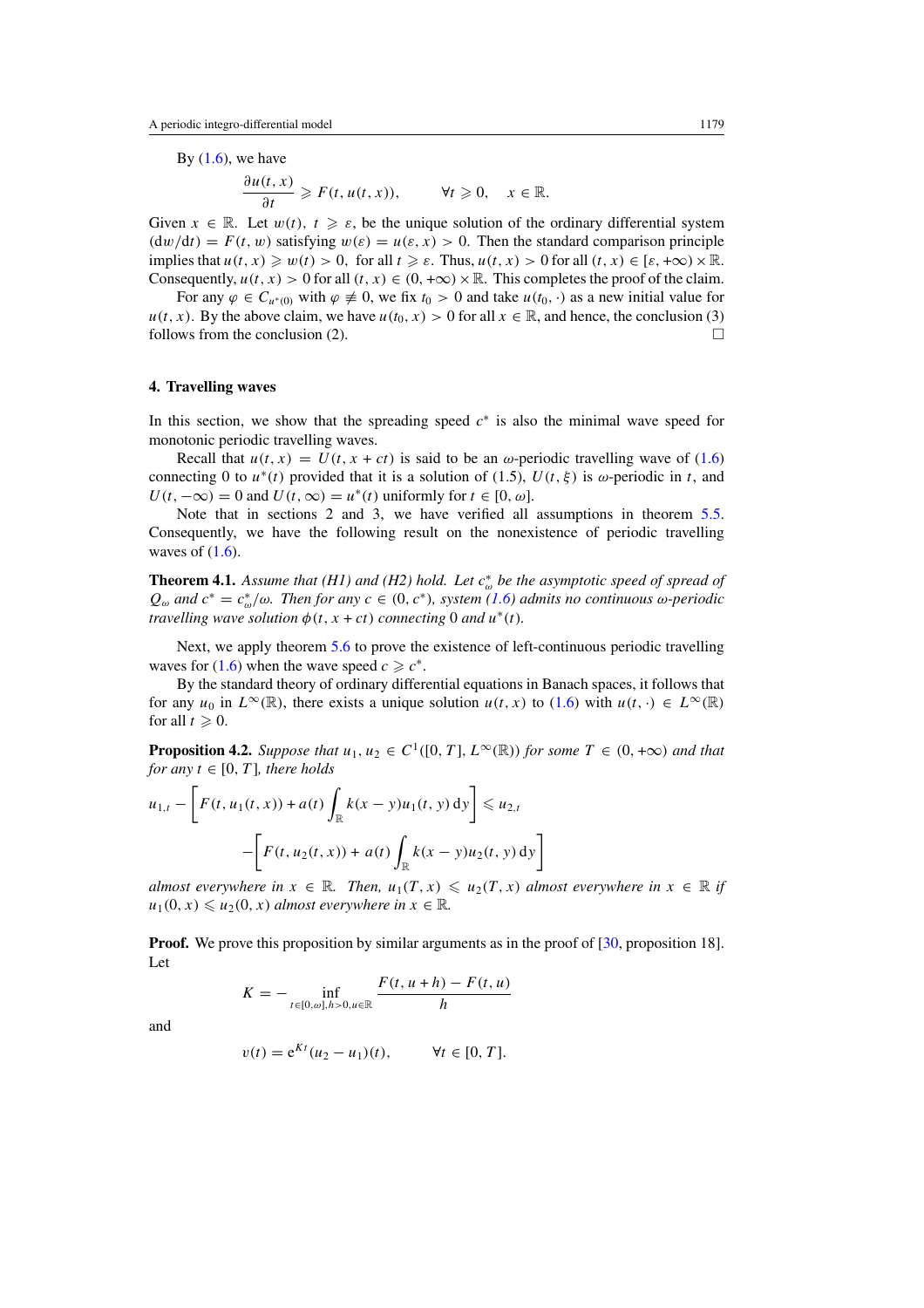By (1.6), we have

$$\frac{\partial u(t,x)}{\partial t} \geqslant F(t, u(t,x)), \qquad \forall t \geqslant 0, \quad x \in \mathbb{R}.$$

Given $x \in \mathbb{R}$. Let $w(t)$, $t \geqslant \varepsilon$, be the unique solution of the ordinary differential system $(\mathrm{d}w/\mathrm{d}t) = F(t, w)$ satisfying $w(\varepsilon) = u(\varepsilon, x) > 0$. Then the standard comparison principle implies that $u(t,x) \geqslant w(t) > 0$, for all $t \geqslant \varepsilon$. Thus, $u(t,x) > 0$ for all $(t,x) \in [\varepsilon, +\infty) \times \mathbb{R}$. Consequently, $u(t,x) > 0$ for all $(t,x) \in (0, +\infty) \times \mathbb{R}$. This completes the proof of the claim.

For any $\varphi \in C_{u^*(0)}$ with $\varphi \not\equiv 0$, we fix $t_0 > 0$ and take $u(t_0, \cdot)$ as a new initial value for $u(t,x)$. By the above claim, we have $u(t_0, x) > 0$ for all $x \in \mathbb{R}$, and hence, the conclusion (3) follows from the conclusion (2). □

## 4. Travelling waves

In this section, we show that the spreading speed $c^*$ is also the minimal wave speed for monotonic periodic travelling waves.

Recall that $u(t,x) = U(t, x+ct)$ is said to be an $\omega$-periodic travelling wave of (1.6) connecting 0 to $u^*(t)$ provided that it is a solution of (1.5), $U(t,\xi)$ is $\omega$-periodic in $t$, and $U(t, -\infty) = 0$ and $U(t, \infty) = u^*(t)$ uniformly for $t \in [0, \omega]$.

Note that in sections 2 and 3, we have verified all assumptions in theorem 5.5. Consequently, we have the following result on the nonexistence of periodic travelling waves of (1.6).

**Theorem 4.1.** *Assume that (H1) and (H2) hold. Let $c_\omega^*$ be the asymptotic speed of spread of $Q_\omega$ and $c^* = c_\omega^*/\omega$. Then for any $c \in (0, c^*)$, system (1.6) admits no continuous $\omega$-periodic travelling wave solution $\phi(t, x+ct)$ connecting 0 and $u^*(t)$.*

Next, we apply theorem 5.6 to prove the existence of left-continuous periodic travelling waves for (1.6) when the wave speed $c \geqslant c^*$.

By the standard theory of ordinary differential equations in Banach spaces, it follows that for any $u_0$ in $L^\infty(\mathbb{R})$, there exists a unique solution $u(t,x)$ to (1.6) with $u(t,\cdot) \in L^\infty(\mathbb{R})$ for all $t \geqslant 0$.

**Proposition 4.2.** *Suppose that $u_1, u_2 \in C^1([0,T], L^\infty(\mathbb{R}))$ for some $T \in (0, +\infty)$ and that for any $t \in [0,T]$, there holds*

$$u_{1,t} - \left[F(t, u_1(t,x)) + a(t) \int_{\mathbb{R}} k(x-y) u_1(t,y)\,\mathrm{d}y\right] \leqslant u_{2,t}$$
$$- \left[F(t, u_2(t,x)) + a(t) \int_{\mathbb{R}} k(x-y) u_2(t,y)\,\mathrm{d}y\right]$$

*almost everywhere in $x \in \mathbb{R}$. Then, $u_1(T,x) \leqslant u_2(T,x)$ almost everywhere in $x \in \mathbb{R}$ if $u_1(0,x) \leqslant u_2(0,x)$ almost everywhere in $x \in \mathbb{R}$.*

**Proof.** We prove this proposition by similar arguments as in the proof of [30, proposition 18]. Let

$$K = -\inf_{t \in [0,\omega], h>0, u \in \mathbb{R}} \frac{F(t, u+h) - F(t,u)}{h}$$

and

$$v(t) = \mathrm{e}^{Kt}(u_2 - u_1)(t), \qquad \forall t \in [0,T].$$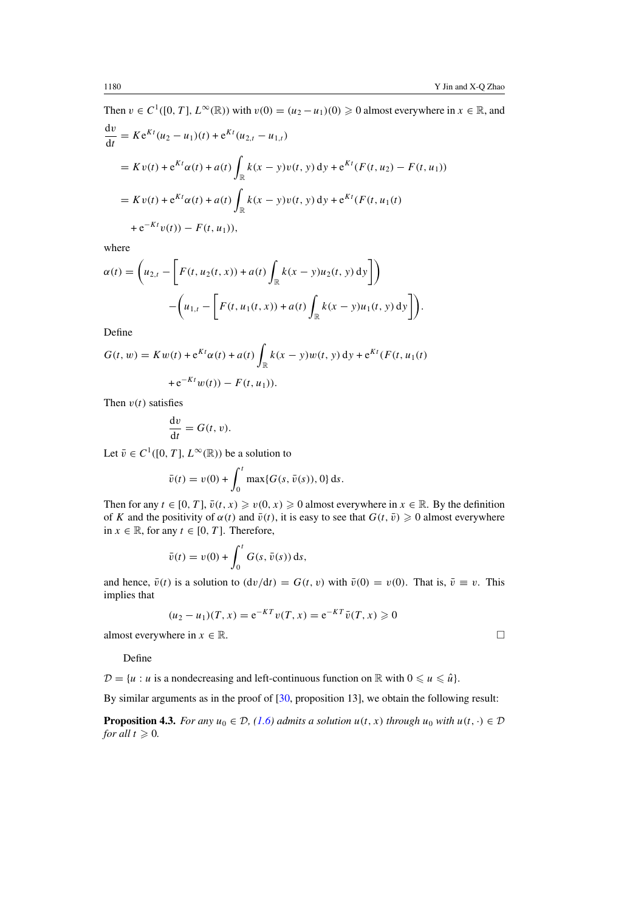Then $v \in C^1([0, T], L^\infty(\mathbb{R}))$ with $v(0) = (u_2 - u_1)(0) \geqslant 0$ almost everywhere in $x \in \mathbb{R}$, and

$$
\begin{aligned}
\frac{\mathrm{d}v}{\mathrm{d}t} &= K\mathrm{e}^{Kt}(u_2 - u_1)(t) + \mathrm{e}^{Kt}(u_{2,t} - u_{1,t}) \\
&= Kv(t) + \mathrm{e}^{Kt}\alpha(t) + a(t)\int_{\mathbb{R}} k(x-y)v(t,y)\,\mathrm{d}y + \mathrm{e}^{Kt}(F(t,u_2) - F(t,u_1)) \\
&= Kv(t) + \mathrm{e}^{Kt}\alpha(t) + a(t)\int_{\mathbb{R}} k(x-y)v(t,y)\,\mathrm{d}y + \mathrm{e}^{Kt}(F(t,u_1(t) \\
&\quad + \mathrm{e}^{-Kt}v(t)) - F(t,u_1)),
\end{aligned}
$$

where

$$
\begin{aligned}
\alpha(t) &= \left(u_{2,t} - \left[F(t,u_2(t,x)) + a(t)\int_{\mathbb{R}} k(x-y)u_2(t,y)\,\mathrm{d}y\right]\right) \\
&\quad - \left(u_{1,t} - \left[F(t,u_1(t,x)) + a(t)\int_{\mathbb{R}} k(x-y)u_1(t,y)\,\mathrm{d}y\right]\right).
\end{aligned}
$$

Define

$$
\begin{aligned}
G(t,w) &= Kw(t) + \mathrm{e}^{Kt}\alpha(t) + a(t)\int_{\mathbb{R}} k(x-y)w(t,y)\,\mathrm{d}y + \mathrm{e}^{Kt}(F(t,u_1(t) \\
&\quad + \mathrm{e}^{-Kt}w(t)) - F(t,u_1)).
\end{aligned}
$$

Then $v(t)$ satisfies

$$
\frac{\mathrm{d}v}{\mathrm{d}t} = G(t,v).
$$

Let $\bar{v} \in C^1([0,T], L^\infty(\mathbb{R}))$ be a solution to

$$
\bar{v}(t) = v(0) + \int_0^t \max\{G(s,\bar{v}(s)), 0\}\,\mathrm{d}s.
$$

Then for any $t \in [0,T]$, $\bar{v}(t,x) \geqslant v(0,x) \geqslant 0$ almost everywhere in $x \in \mathbb{R}$. By the definition of $K$ and the positivity of $\alpha(t)$ and $\bar{v}(t)$, it is easy to see that $G(t,\bar{v}) \geqslant 0$ almost everywhere in $x \in \mathbb{R}$, for any $t \in [0,T]$. Therefore,

$$
\bar{v}(t) = v(0) + \int_0^t G(s,\bar{v}(s))\,\mathrm{d}s,
$$

and hence, $\bar{v}(t)$ is a solution to $(\mathrm{d}v/\mathrm{d}t) = G(t,v)$ with $\bar{v}(0) = v(0)$. That is, $\bar{v} \equiv v$. This implies that

$$
(u_2 - u_1)(T,x) = \mathrm{e}^{-KT}v(T,x) = \mathrm{e}^{-KT}\bar{v}(T,x) \geqslant 0
$$

almost everywhere in $x \in \mathbb{R}$. □

Define

$\mathcal{D} = \{u : u$ is a nondecreasing and left-continuous function on $\mathbb{R}$ with $0 \leqslant u \leqslant \hat{u}\}$.

By similar arguments as in the proof of [30, proposition 13], we obtain the following result:

**Proposition 4.3.** *For any $u_0 \in \mathcal{D}$, (1.6) admits a solution $u(t,x)$ through $u_0$ with $u(t,\cdot) \in \mathcal{D}$ for all $t \geqslant 0$.*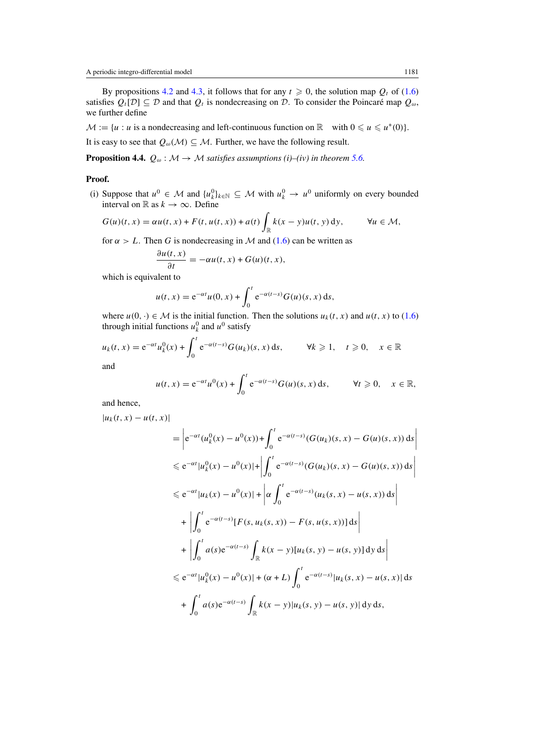By propositions 4.2 and 4.3, it follows that for any $t \geqslant 0$, the solution map $Q_t$ of (1.6) satisfies $Q_t[\mathcal{D}] \subseteq \mathcal{D}$ and that $Q_t$ is nondecreasing on $\mathcal{D}$. To consider the Poincaré map $Q_\omega$, we further define

$\mathcal{M} := \{u : u$ is a nondecreasing and left-continuous function on $\mathbb{R}$ with $0 \leqslant u \leqslant u^*(0)\}$.

It is easy to see that $Q_\omega(\mathcal{M}) \subseteq \mathcal{M}$. Further, we have the following result.

**Proposition 4.4.** *$Q_\omega : \mathcal{M} \to \mathcal{M}$ satisfies assumptions (i)–(iv) in theorem 5.6.*

**Proof.**

(i) Suppose that $u^0 \in \mathcal{M}$ and $\{u_k^0\}_{k\in\mathbb{N}} \subseteq \mathcal{M}$ with $u_k^0 \to u^0$ uniformly on every bounded interval on $\mathbb{R}$ as $k \to \infty$. Define

$$G(u)(t,x) = \alpha u(t,x) + F(t, u(t,x)) + a(t)\int_{\mathbb{R}} k(x-y)u(t,y)\,\mathrm{d}y, \qquad \forall u \in \mathcal{M},$$

for $\alpha > L$. Then $G$ is nondecreasing in $\mathcal{M}$ and (1.6) can be written as

$$\frac{\partial u(t,x)}{\partial t} = -\alpha u(t,x) + G(u)(t,x),$$

which is equivalent to

$$u(t,x) = \mathrm{e}^{-\alpha t}u(0,x) + \int_0^t \mathrm{e}^{-\alpha(t-s)}G(u)(s,x)\,\mathrm{d}s,$$

where $u(0,\cdot) \in \mathcal{M}$ is the initial function. Then the solutions $u_k(t,x)$ and $u(t,x)$ to (1.6) through initial functions $u_k^0$ and $u^0$ satisfy

$$u_k(t,x) = \mathrm{e}^{-\alpha t}u_k^0(x) + \int_0^t \mathrm{e}^{-\alpha(t-s)}G(u_k)(s,x)\,\mathrm{d}s, \qquad \forall k \geqslant 1, \quad t \geqslant 0, \quad x \in \mathbb{R}$$

and

$$u(t,x) = \mathrm{e}^{-\alpha t}u^0(x) + \int_0^t \mathrm{e}^{-\alpha(t-s)}G(u)(s,x)\,\mathrm{d}s, \qquad \forall t \geqslant 0, \quad x \in \mathbb{R},$$

and hence,

$$
\begin{aligned}
|u_k(t,x) - u(t,x)|
&= \left|\mathrm{e}^{-\alpha t}(u_k^0(x) - u^0(x)) + \int_0^t \mathrm{e}^{-\alpha(t-s)}(G(u_k)(s,x) - G(u)(s,x))\,\mathrm{d}s\right| \\
&\leqslant \mathrm{e}^{-\alpha t}|u_k^0(x) - u^0(x)| + \left|\int_0^t \mathrm{e}^{-\alpha(t-s)}(G(u_k)(s,x) - G(u)(s,x))\,\mathrm{d}s\right| \\
&\leqslant \mathrm{e}^{-\alpha t}|u_k(x) - u^0(x)| + \left|\alpha\int_0^t \mathrm{e}^{-\alpha(t-s)}(u_k(s,x) - u(s,x))\,\mathrm{d}s\right| \\
&\quad + \left|\int_0^t \mathrm{e}^{-\alpha(t-s)}[F(s, u_k(s,x)) - F(s, u(s,x))]\,\mathrm{d}s\right| \\
&\quad + \left|\int_0^t a(s)\mathrm{e}^{-\alpha(t-s)}\int_{\mathbb{R}} k(x-y)[u_k(s,y) - u(s,y)]\,\mathrm{d}y\,\mathrm{d}s\right| \\
&\leqslant \mathrm{e}^{-\alpha t}|u_k^0(x) - u^0(x)| + (\alpha + L)\int_0^t \mathrm{e}^{-\alpha(t-s)}|u_k(s,x) - u(s,x)|\,\mathrm{d}s \\
&\quad + \int_0^t a(s)\mathrm{e}^{-\alpha(t-s)}\int_{\mathbb{R}} k(x-y)|u_k(s,y) - u(s,y)|\,\mathrm{d}y\,\mathrm{d}s,
\end{aligned}
$$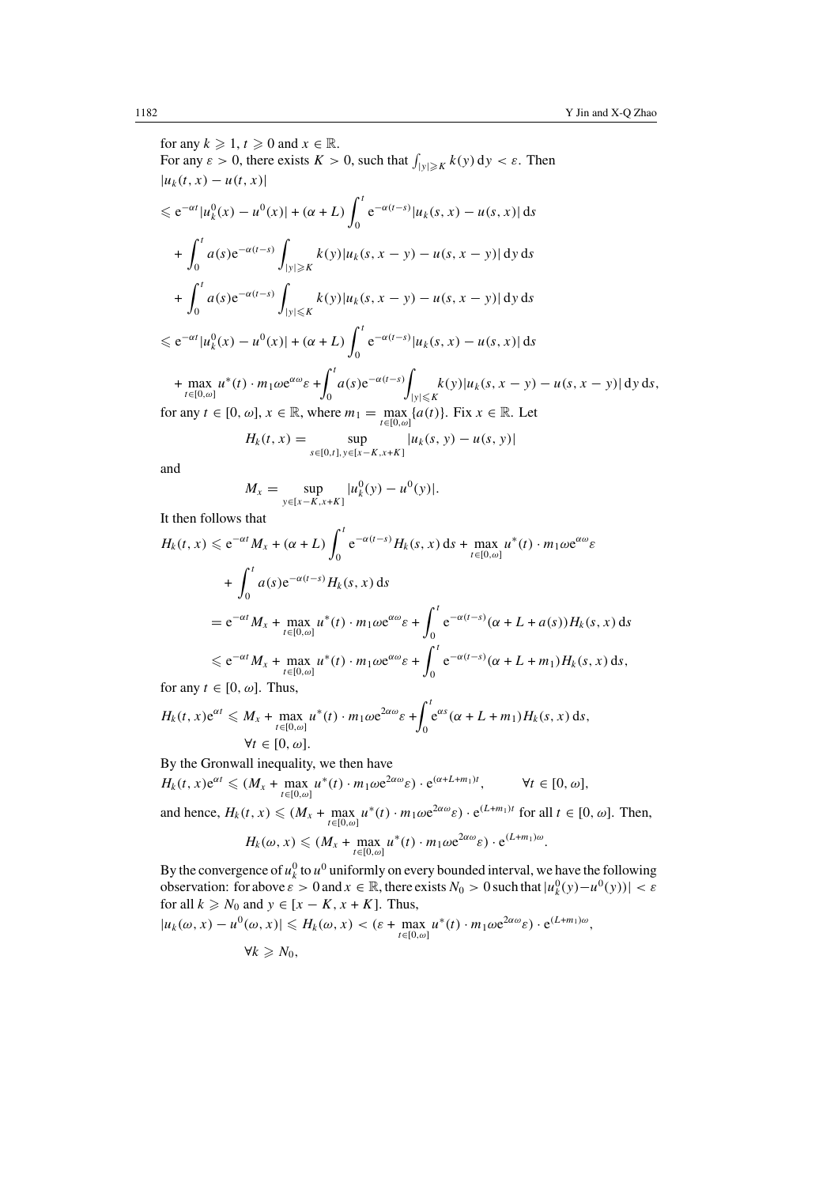for any $k \geqslant 1$, $t \geqslant 0$ and $x \in \mathbb{R}$.

For any $\varepsilon > 0$, there exists $K > 0$, such that $\int_{|y| \geqslant K} k(y)\,\mathrm{d}y < \varepsilon$. Then

$$
\begin{aligned}
&|u_k(t,x) - u(t,x)| \\
&\leqslant \mathrm{e}^{-\alpha t}|u_k^0(x) - u^0(x)| + (\alpha + L)\int_0^t \mathrm{e}^{-\alpha(t-s)}|u_k(s,x) - u(s,x)|\,\mathrm{d}s \\
&\quad + \int_0^t a(s)\mathrm{e}^{-\alpha(t-s)}\int_{|y|\geqslant K} k(y)|u_k(s,x-y) - u(s,x-y)|\,\mathrm{d}y\,\mathrm{d}s \\
&\quad + \int_0^t a(s)\mathrm{e}^{-\alpha(t-s)}\int_{|y|\leqslant K} k(y)|u_k(s,x-y) - u(s,x-y)|\,\mathrm{d}y\,\mathrm{d}s \\
&\leqslant \mathrm{e}^{-\alpha t}|u_k^0(x) - u^0(x)| + (\alpha + L)\int_0^t \mathrm{e}^{-\alpha(t-s)}|u_k(s,x) - u(s,x)|\,\mathrm{d}s \\
&\quad + \max_{t\in[0,\omega]} u^*(t)\cdot m_1\omega \mathrm{e}^{\alpha\omega}\varepsilon + \int_0^t a(s)\mathrm{e}^{-\alpha(t-s)}\int_{|y|\leqslant K} k(y)|u_k(s,x-y) - u(s,x-y)|\,\mathrm{d}y\,\mathrm{d}s,
\end{aligned}
$$

for any $t \in [0,\omega]$, $x \in \mathbb{R}$, where $m_1 = \max_{t\in[0,\omega]}\{a(t)\}$. Fix $x \in \mathbb{R}$. Let

$$
H_k(t,x) = \sup_{s\in[0,t],\, y\in[x-K,x+K]} |u_k(s,y) - u(s,y)|
$$

and

$$
M_x = \sup_{y\in[x-K,x+K]} |u_k^0(y) - u^0(y)|.
$$

It then follows that

$$
\begin{aligned}
H_k(t,x) &\leqslant \mathrm{e}^{-\alpha t}M_x + (\alpha + L)\int_0^t \mathrm{e}^{-\alpha(t-s)}H_k(s,x)\,\mathrm{d}s + \max_{t\in[0,\omega]} u^*(t)\cdot m_1\omega\mathrm{e}^{\alpha\omega}\varepsilon \\
&\quad + \int_0^t a(s)\mathrm{e}^{-\alpha(t-s)}H_k(s,x)\,\mathrm{d}s \\
&= \mathrm{e}^{-\alpha t}M_x + \max_{t\in[0,\omega]} u^*(t)\cdot m_1\omega\mathrm{e}^{\alpha\omega}\varepsilon + \int_0^t \mathrm{e}^{-\alpha(t-s)}(\alpha + L + a(s))H_k(s,x)\,\mathrm{d}s \\
&\leqslant \mathrm{e}^{-\alpha t}M_x + \max_{t\in[0,\omega]} u^*(t)\cdot m_1\omega\mathrm{e}^{\alpha\omega}\varepsilon + \int_0^t \mathrm{e}^{-\alpha(t-s)}(\alpha + L + m_1)H_k(s,x)\,\mathrm{d}s,
\end{aligned}
$$

for any $t \in [0,\omega]$. Thus,

$$
H_k(t,x)\mathrm{e}^{\alpha t} \leqslant M_x + \max_{t\in[0,\omega]} u^*(t)\cdot m_1\omega\mathrm{e}^{2\alpha\omega}\varepsilon + \int_0^t \mathrm{e}^{\alpha s}(\alpha + L + m_1)H_k(s,x)\,\mathrm{d}s, \quad \forall t \in [0,\omega].
$$

By the Gronwall inequality, we then have

$$
H_k(t,x)\mathrm{e}^{\alpha t} \leqslant (M_x + \max_{t\in[0,\omega]} u^*(t)\cdot m_1\omega\mathrm{e}^{2\alpha\omega}\varepsilon)\cdot \mathrm{e}^{(\alpha+L+m_1)t}, \qquad \forall t \in [0,\omega],
$$

and hence, $H_k(t,x) \leqslant (M_x + \max_{t\in[0,\omega]} u^*(t)\cdot m_1\omega\mathrm{e}^{2\alpha\omega}\varepsilon)\cdot \mathrm{e}^{(L+m_1)t}$ for all $t \in [0,\omega]$. Then,

$$
H_k(\omega,x) \leqslant (M_x + \max_{t\in[0,\omega]} u^*(t)\cdot m_1\omega\mathrm{e}^{2\alpha\omega}\varepsilon)\cdot \mathrm{e}^{(L+m_1)\omega}.
$$

By the convergence of $u_k^0$ to $u^0$ uniformly on every bounded interval, we have the following observation: for above $\varepsilon > 0$ and $x \in \mathbb{R}$, there exists $N_0 > 0$ such that $|u_k^0(y) - u^0(y))| < \varepsilon$ for all $k \geqslant N_0$ and $y \in [x-K, x+K]$. Thus,

$$
|u_k(\omega,x) - u^0(\omega,x)| \leqslant H_k(\omega,x) < (\varepsilon + \max_{t\in[0,\omega]} u^*(t)\cdot m_1\omega\mathrm{e}^{2\alpha\omega}\varepsilon)\cdot \mathrm{e}^{(L+m_1)\omega}, \quad \forall k \geqslant N_0,
$$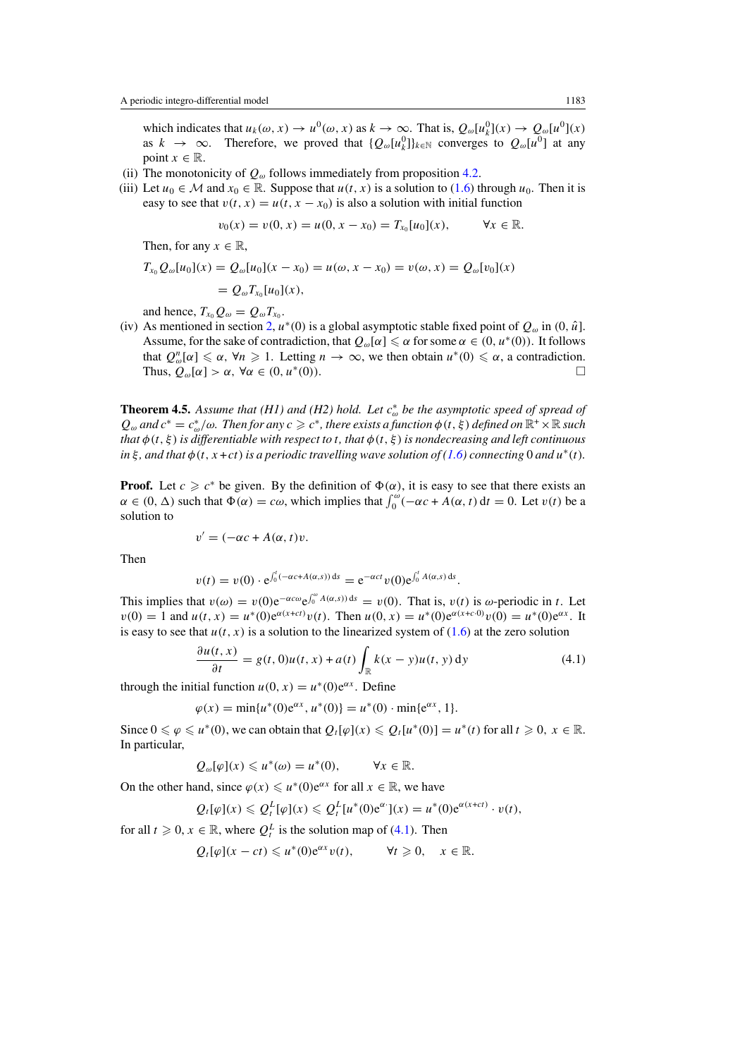which indicates that $u_k(\omega, x) \to u^0(\omega, x)$ as $k \to \infty$. That is, $Q_\omega[u_k^0](x) \to Q_\omega[u^0](x)$ as $k \to \infty$. Therefore, we proved that $\{Q_\omega[u_k^0]\}_{k\in\mathbb{N}}$ converges to $Q_\omega[u^0]$ at any point $x \in \mathbb{R}$.

(ii) The monotonicity of $Q_\omega$ follows immediately from proposition 4.2.

(iii) Let $u_0 \in \mathcal{M}$ and $x_0 \in \mathbb{R}$. Suppose that $u(t, x)$ is a solution to (1.6) through $u_0$. Then it is easy to see that $v(t, x) = u(t, x - x_0)$ is also a solution with initial function

$$v_0(x) = v(0, x) = u(0, x - x_0) = T_{x_0}[u_0](x), \qquad \forall x \in \mathbb{R}.$$

Then, for any $x \in \mathbb{R}$,

$$T_{x_0} Q_\omega[u_0](x) = Q_\omega[u_0](x - x_0) = u(\omega, x - x_0) = v(\omega, x) = Q_\omega[v_0](x)$$

$$= Q_\omega T_{x_0}[u_0](x),$$

and hence, $T_{x_0} Q_\omega = Q_\omega T_{x_0}$.

(iv) As mentioned in section 2, $u^*(0)$ is a global asymptotic stable fixed point of $Q_\omega$ in $(0, \hat{u}]$. Assume, for the sake of contradiction, that $Q_\omega[\alpha] \leqslant \alpha$ for some $\alpha \in (0, u^*(0))$. It follows that $Q_\omega^n[\alpha] \leqslant \alpha$, $\forall n \geqslant 1$. Letting $n \to \infty$, we then obtain $u^*(0) \leqslant \alpha$, a contradiction. Thus, $Q_\omega[\alpha] > \alpha$, $\forall \alpha \in (0, u^*(0))$. □

**Theorem 4.5.** *Assume that (H1) and (H2) hold. Let $c_\omega^*$ be the asymptotic speed of spread of $Q_\omega$ and $c^* = c_\omega^*/\omega$. Then for any $c \geqslant c^*$, there exists a function $\phi(t, \xi)$ defined on $\mathbb{R}^+ \times \mathbb{R}$ such that $\phi(t, \xi)$ is differentiable with respect to $t$, that $\phi(t, \xi)$ is nondecreasing and left continuous in $\xi$, and that $\phi(t, x + ct)$ is a periodic travelling wave solution of (1.6) connecting 0 and $u^*(t)$.*

**Proof.** Let $c \geqslant c^*$ be given. By the definition of $\Phi(\alpha)$, it is easy to see that there exists an $\alpha \in (0, \Delta)$ such that $\Phi(\alpha) = c\omega$, which implies that $\int_0^\omega (-\alpha c + A(\alpha, t))\,dt = 0$. Let $v(t)$ be a solution to

$$v' = (-\alpha c + A(\alpha, t)v.$$

Then

$$v(t) = v(0) \cdot e^{\int_0^t (-\alpha c + A(\alpha, s))\,ds} = e^{-\alpha ct} v(0) e^{\int_0^t A(\alpha, s)\,ds}.$$

This implies that $v(\omega) = v(0)e^{-\alpha c\omega} e^{\int_0^\omega A(\alpha, s))\,ds} = v(0)$. That is, $v(t)$ is $\omega$-periodic in $t$. Let $v(0) = 1$ and $u(t, x) = u^*(0)e^{\alpha(x+ct)}v(t)$. Then $u(0, x) = u^*(0)e^{\alpha(x+c\cdot 0)}v(0) = u^*(0)e^{\alpha x}$. It is easy to see that $u(t, x)$ is a solution to the linearized system of (1.6) at the zero solution

$$\frac{\partial u(t, x)}{\partial t} = g(t, 0)u(t, x) + a(t) \int_{\mathbb{R}} k(x - y)u(t, y)\,dy \tag{4.1}$$

through the initial function $u(0, x) = u^*(0)e^{\alpha x}$. Define

$$\varphi(x) = \min\{u^*(0)e^{\alpha x}, u^*(0)\} = u^*(0) \cdot \min\{e^{\alpha x}, 1\}.$$

Since $0 \leqslant \varphi \leqslant u^*(0)$, we can obtain that $Q_t[\varphi](x) \leqslant Q_t[u^*(0)] = u^*(t)$ for all $t \geqslant 0$, $x \in \mathbb{R}$. In particular,

$$Q_\omega[\varphi](x) \leqslant u^*(\omega) = u^*(0), \qquad \forall x \in \mathbb{R}.$$

On the other hand, since $\varphi(x) \leqslant u^*(0)e^{\alpha x}$ for all $x \in \mathbb{R}$, we have

$$Q_t[\varphi](x) \leqslant Q_t^L[\varphi](x) \leqslant Q_t^L[u^*(0)e^{\alpha \cdot}](x) = u^*(0)e^{\alpha(x+ct)} \cdot v(t),$$

for all $t \geqslant 0$, $x \in \mathbb{R}$, where $Q_t^L$ is the solution map of (4.1). Then

$$Q_t[\varphi](x - ct) \leqslant u^*(0)e^{\alpha x}v(t), \qquad \forall t \geqslant 0, \quad x \in \mathbb{R}.$$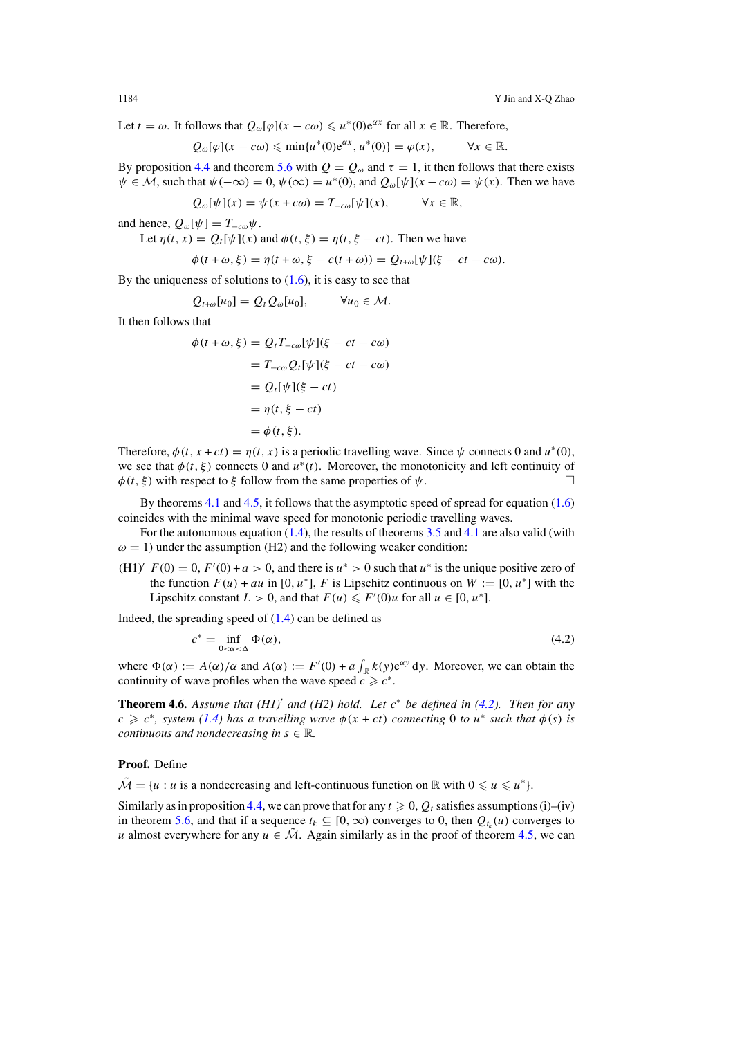Let $t = \omega$. It follows that $Q_\omega[\varphi](x - c\omega) \leqslant u^*(0)e^{\alpha x}$ for all $x \in \mathbb{R}$. Therefore,

$$Q_\omega[\varphi](x - c\omega) \leqslant \min\{u^*(0)e^{\alpha x}, u^*(0)\} = \varphi(x), \qquad \forall x \in \mathbb{R}.$$

By proposition 4.4 and theorem 5.6 with $Q = Q_\omega$ and $\tau = 1$, it then follows that there exists $\psi \in \mathcal{M}$, such that $\psi(-\infty) = 0$, $\psi(\infty) = u^*(0)$, and $Q_\omega[\psi](x - c\omega) = \psi(x)$. Then we have

$$Q_\omega[\psi](x) = \psi(x + c\omega) = T_{-c\omega}[\psi](x), \qquad \forall x \in \mathbb{R},$$

and hence, $Q_\omega[\psi] = T_{-c\omega}\psi$.

Let $\eta(t, x) = Q_t[\psi](x)$ and $\phi(t, \xi) = \eta(t, \xi - ct)$. Then we have

$$\phi(t + \omega, \xi) = \eta(t + \omega, \xi - c(t + \omega)) = Q_{t+\omega}[\psi](\xi - ct - c\omega).$$

By the uniqueness of solutions to (1.6), it is easy to see that

$$Q_{t+\omega}[u_0] = Q_t Q_\omega[u_0], \qquad \forall u_0 \in \mathcal{M}.$$

It then follows that

$$\begin{aligned}
\phi(t + \omega, \xi) &= Q_t T_{-c\omega}[\psi](\xi - ct - c\omega) \\
&= T_{-c\omega} Q_t[\psi](\xi - ct - c\omega) \\
&= Q_t[\psi](\xi - ct) \\
&= \eta(t, \xi - ct) \\
&= \phi(t, \xi).
\end{aligned}$$

Therefore, $\phi(t, x + ct) = \eta(t, x)$ is a periodic travelling wave. Since $\psi$ connects 0 and $u^*(0)$, we see that $\phi(t, \xi)$ connects 0 and $u^*(t)$. Moreover, the monotonicity and left continuity of $\phi(t, \xi)$ with respect to $\xi$ follow from the same properties of $\psi$. □

By theorems 4.1 and 4.5, it follows that the asymptotic speed of spread for equation (1.6) coincides with the minimal wave speed for monotonic periodic travelling waves.

For the autonomous equation (1.4), the results of theorems 3.5 and 4.1 are also valid (with $\omega = 1$) under the assumption (H2) and the following weaker condition:

(H1)′ $F(0) = 0$, $F'(0) + a > 0$, and there is $u^* > 0$ such that $u^*$ is the unique positive zero of the function $F(u) + au$ in $[0, u^*]$, $F$ is Lipschitz continuous on $W := [0, u^*]$ with the Lipschitz constant $L > 0$, and that $F(u) \leqslant F'(0)u$ for all $u \in [0, u^*]$.

Indeed, the spreading speed of (1.4) can be defined as

$$c^* = \inf_{0<\alpha<\Delta} \Phi(\alpha), \tag{4.2}$$

where $\Phi(\alpha) := A(\alpha)/\alpha$ and $A(\alpha) := F'(0) + a\int_{\mathbb{R}} k(y)e^{\alpha y}\,dy$. Moreover, we can obtain the continuity of wave profiles when the wave speed $c \geqslant c^*$.

**Theorem 4.6.** *Assume that (H1)′ and (H2) hold. Let $c^*$ be defined in (4.2). Then for any $c \geqslant c^*$, system (1.4) has a travelling wave $\phi(x + ct)$ connecting 0 to $u^*$ such that $\phi(s)$ is continuous and nondecreasing in $s \in \mathbb{R}$.*

**Proof.** Define

$\tilde{\mathcal{M}} = \{u : u$ is a nondecreasing and left-continuous function on $\mathbb{R}$ with $0 \leqslant u \leqslant u^*\}$.

Similarly as in proposition 4.4, we can prove that for any $t \geqslant 0$, $Q_t$ satisfies assumptions (i)–(iv) in theorem 5.6, and that if a sequence $t_k \subseteq [0, \infty)$ converges to 0, then $Q_{t_k}(u)$ converges to $u$ almost everywhere for any $u \in \tilde{\mathcal{M}}$. Again similarly as in the proof of theorem 4.5, we can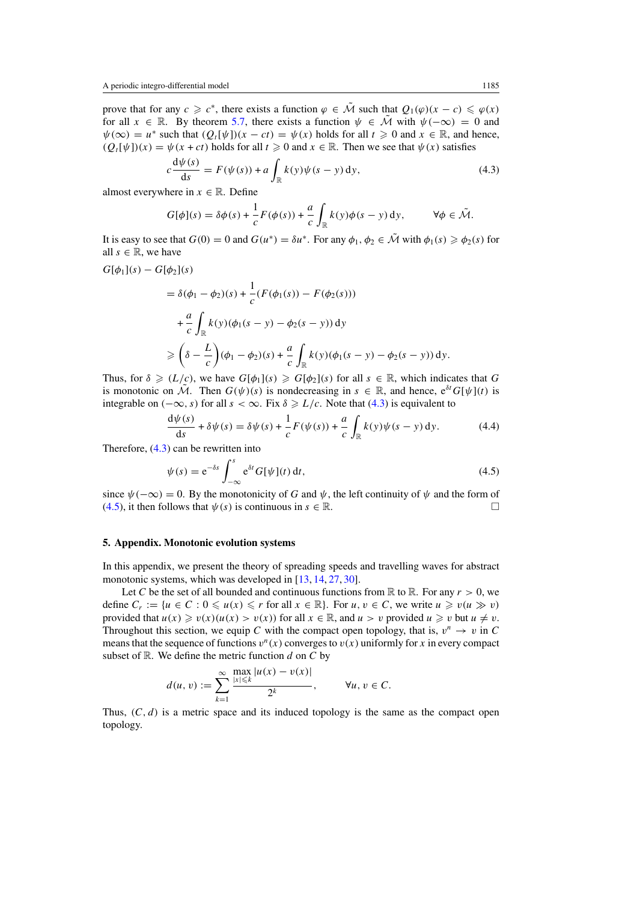prove that for any $c \geqslant c^*$, there exists a function $\varphi \in \tilde{\mathcal{M}}$ such that $Q_1(\varphi)(x-c) \leqslant \varphi(x)$ for all $x \in \mathbb{R}$. By theorem 5.7, there exists a function $\psi \in \tilde{\mathcal{M}}$ with $\psi(-\infty) = 0$ and $\psi(\infty) = u^*$ such that $(Q_t[\psi])(x - ct) = \psi(x)$ holds for all $t \geqslant 0$ and $x \in \mathbb{R}$, and hence, $(Q_t[\psi])(x) = \psi(x + ct)$ holds for all $t \geqslant 0$ and $x \in \mathbb{R}$. Then we see that $\psi(x)$ satisfies

$$c\frac{\mathrm{d}\psi(s)}{\mathrm{d}s} = F(\psi(s)) + a\int_{\mathbb{R}} k(y)\psi(s-y)\,\mathrm{d}y, \tag{4.3}$$

almost everywhere in $x \in \mathbb{R}$. Define

$$G[\phi](s) = \delta\phi(s) + \frac{1}{c}F(\phi(s)) + \frac{a}{c}\int_{\mathbb{R}} k(y)\phi(s-y)\,\mathrm{d}y, \qquad \forall \phi \in \tilde{\mathcal{M}}.$$

It is easy to see that $G(0) = 0$ and $G(u^*) = \delta u^*$. For any $\phi_1, \phi_2 \in \tilde{\mathcal{M}}$ with $\phi_1(s) \geqslant \phi_2(s)$ for all $s \in \mathbb{R}$, we have

$$\begin{aligned}
G[\phi_1](s) - G[\phi_2](s) &= \delta(\phi_1 - \phi_2)(s) + \frac{1}{c}(F(\phi_1(s)) - F(\phi_2(s))) \\
&\quad + \frac{a}{c}\int_{\mathbb{R}} k(y)(\phi_1(s-y) - \phi_2(s-y))\,\mathrm{d}y \\
&\geqslant \left(\delta - \frac{L}{c}\right)(\phi_1 - \phi_2)(s) + \frac{a}{c}\int_{\mathbb{R}} k(y)(\phi_1(s-y) - \phi_2(s-y))\,\mathrm{d}y.
\end{aligned}$$

Thus, for $\delta \geqslant (L/c)$, we have $G[\phi_1](s) \geqslant G[\phi_2](s)$ for all $s \in \mathbb{R}$, which indicates that $G$ is monotonic on $\tilde{\mathcal{M}}$. Then $G(\psi)(s)$ is nondecreasing in $s \in \mathbb{R}$, and hence, $\mathrm{e}^{\delta t}G[\psi](t)$ is integrable on $(-\infty, s)$ for all $s < \infty$. Fix $\delta \geqslant L/c$. Note that (4.3) is equivalent to

$$\frac{\mathrm{d}\psi(s)}{\mathrm{d}s} + \delta\psi(s) = \delta\psi(s) + \frac{1}{c}F(\psi(s)) + \frac{a}{c}\int_{\mathbb{R}} k(y)\psi(s-y)\,\mathrm{d}y. \tag{4.4}$$

Therefore, (4.3) can be rewritten into

$$\psi(s) = \mathrm{e}^{-\delta s}\int_{-\infty}^{s} \mathrm{e}^{\delta t}G[\psi](t)\,\mathrm{d}t, \tag{4.5}$$

since $\psi(-\infty) = 0$. By the monotonicity of $G$ and $\psi$, the left continuity of $\psi$ and the form of (4.5), it then follows that $\psi(s)$ is continuous in $s \in \mathbb{R}$. □

## 5. Appendix. Monotonic evolution systems

In this appendix, we present the theory of spreading speeds and travelling waves for abstract monotonic systems, which was developed in [13, 14, 27, 30].

Let $C$ be the set of all bounded and continuous functions from $\mathbb{R}$ to $\mathbb{R}$. For any $r > 0$, we define $C_r := \{u \in C : 0 \leqslant u(x) \leqslant r \text{ for all } x \in \mathbb{R}\}$. For $u, v \in C$, we write $u \geqslant v (u \gg v)$ provided that $u(x) \geqslant v(x) (u(x) > v(x))$ for all $x \in \mathbb{R}$, and $u > v$ provided $u \geqslant v$ but $u \neq v$. Throughout this section, we equip $C$ with the compact open topology, that is, $v^n \to v$ in $C$ means that the sequence of functions $v^n(x)$ converges to $v(x)$ uniformly for $x$ in every compact subset of $\mathbb{R}$. We define the metric function $d$ on $C$ by

$$d(u, v) := \sum_{k=1}^{\infty} \frac{\max_{|x|\leqslant k} |u(x) - v(x)|}{2^k}, \qquad \forall u, v \in C.$$

Thus, $(C, d)$ is a metric space and its induced topology is the same as the compact open topology.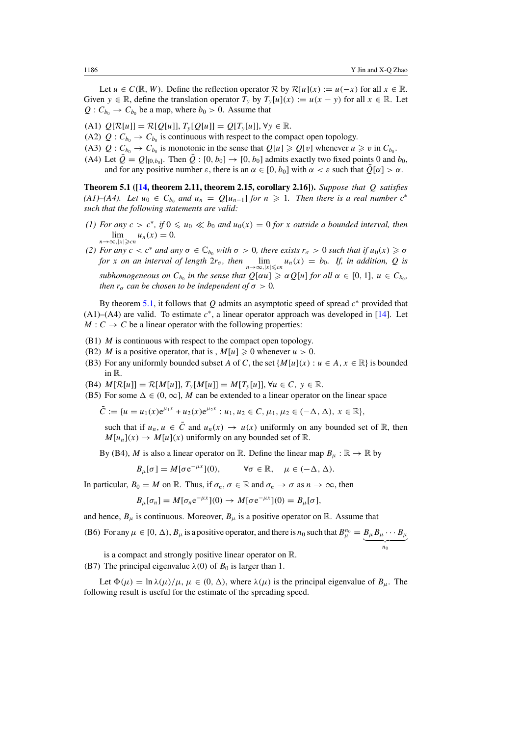Let $u \in C(\mathbb{R}, W)$. Define the reflection operator $\mathcal{R}$ by $\mathcal{R}[u](x) := u(-x)$ for all $x \in \mathbb{R}$. Given $y \in \mathbb{R}$, define the translation operator $T_y$ by $T_y[u](x) := u(x - y)$ for all $x \in \mathbb{R}$. Let $Q : C_{b_0} \to C_{b_0}$ be a map, where $b_0 > 0$. Assume that

(A1) $Q[\mathcal{R}[u]] = \mathcal{R}[Q[u]]$, $T_y[Q[u]] = Q[T_y[u]]$, $\forall y \in \mathbb{R}$.
(A2) $Q : C_{b_0} \to C_{b_0}$ is continuous with respect to the compact open topology.
(A3) $Q : C_{b_0} \to C_{b_0}$ is monotonic in the sense that $Q[u] \geqslant Q[v]$ whenever $u \geqslant v$ in $C_{b_0}$.
(A4) Let $\bar{Q} = Q|_{[0,b_0]}$. Then $\bar{Q} : [0, b_0] \to [0, b_0]$ admits exactly two fixed points 0 and $b_0$, and for any positive number $\varepsilon$, there is an $\alpha \in [0, b_0]$ with $\alpha < \varepsilon$ such that $\bar{Q}[\alpha] > \alpha$.

**Theorem 5.1 ([14, theorem 2.11, theorem 2.15, corollary 2.16]).** *Suppose that $Q$ satisfies (A1)–(A4). Let $u_0 \in C_{b_0}$ and $u_n = Q[u_{n-1}]$ for $n \geqslant 1$. Then there is a real number $c^*$ such that the following statements are valid:*

*(1) For any $c > c^*$, if $0 \leqslant u_0 \ll b_0$ and $u_0(x) = 0$ for $x$ outside a bounded interval, then $\lim_{n\to\infty, |x|\geqslant cn} u_n(x) = 0$.*

*(2) For any $c < c^*$ and any $\sigma \in \mathbb{C}_{b_0}$ with $\sigma > 0$, there exists $r_\sigma > 0$ such that if $u_0(x) \geqslant \sigma$ for $x$ on an interval of length $2r_\sigma$, then $\lim_{n\to\infty, |x|\leqslant cn} u_n(x) = b_0$. If, in addition, $Q$ is subhomogeneous on $C_{b_0}$ in the sense that $Q[\alpha u] \geqslant \alpha Q[u]$ for all $\alpha \in [0, 1]$, $u \in C_{b_0}$, then $r_\sigma$ can be chosen to be independent of $\sigma > 0$.*

By theorem 5.1, it follows that $Q$ admits an asymptotic speed of spread $c^*$ provided that (A1)–(A4) are valid. To estimate $c^*$, a linear operator approach was developed in [14]. Let $M : C \to C$ be a linear operator with the following properties:

(B1) $M$ is continuous with respect to the compact open topology.
(B2) $M$ is a positive operator, that is , $M[u] \geqslant 0$ whenever $u > 0$.
(B3) For any uniformly bounded subset $A$ of $C$, the set $\{M[u](x) : u \in A, x \in \mathbb{R}\}$ is bounded in $\mathbb{R}$.
(B4) $M[\mathcal{R}[u]] = \mathcal{R}[M[u]]$, $T_y[M[u]] = M[T_y[u]]$, $\forall u \in C$, $y \in \mathbb{R}$.
(B5) For some $\Delta \in (0, \infty]$, $M$ can be extended to a linear operator on the linear space

$$\tilde{C} := \{u = u_1(x)e^{\mu_1 x} + u_2(x)e^{\mu_2 x} : u_1, u_2 \in C, \mu_1, \mu_2 \in (-\Delta, \Delta), x \in \mathbb{R}\},$$

such that if $u_n, u \in \tilde{C}$ and $u_n(x) \to u(x)$ uniformly on any bounded set of $\mathbb{R}$, then $M[u_n](x) \to M[u](x)$ uniformly on any bounded set of $\mathbb{R}$.

By (B4), $M$ is also a linear operator on $\mathbb{R}$. Define the linear map $B_\mu : \mathbb{R} \to \mathbb{R}$ by

$$B_\mu[\sigma] = M[\sigma e^{-\mu x}](0), \qquad \forall \sigma \in \mathbb{R}, \quad \mu \in (-\Delta, \Delta).$$

In particular, $B_0 = M$ on $\mathbb{R}$. Thus, if $\sigma_n, \sigma \in \mathbb{R}$ and $\sigma_n \to \sigma$ as $n \to \infty$, then

$$B_\mu[\sigma_n] = M[\sigma_n e^{-\mu x}](0) \to M[\sigma e^{-\mu x}](0) = B_\mu[\sigma],$$

and hence, $B_\mu$ is continuous. Moreover, $B_\mu$ is a positive operator on $\mathbb{R}$. Assume that

(B6) For any $\mu \in [0, \Delta)$, $B_\mu$ is a positive operator, and there is $n_0$ such that $B_\mu^{n_0} = \underbrace{B_\mu B_\mu \cdots B_\mu}_{n_0}$ is a compact and strongly positive linear operator on $\mathbb{R}$.
(B7) The principal eigenvalue $\lambda(0)$ of $B_0$ is larger than 1.

Let $\Phi(\mu) = \ln \lambda(\mu)/\mu$, $\mu \in (0, \Delta)$, where $\lambda(\mu)$ is the principal eigenvalue of $B_\mu$. The following result is useful for the estimate of the spreading speed.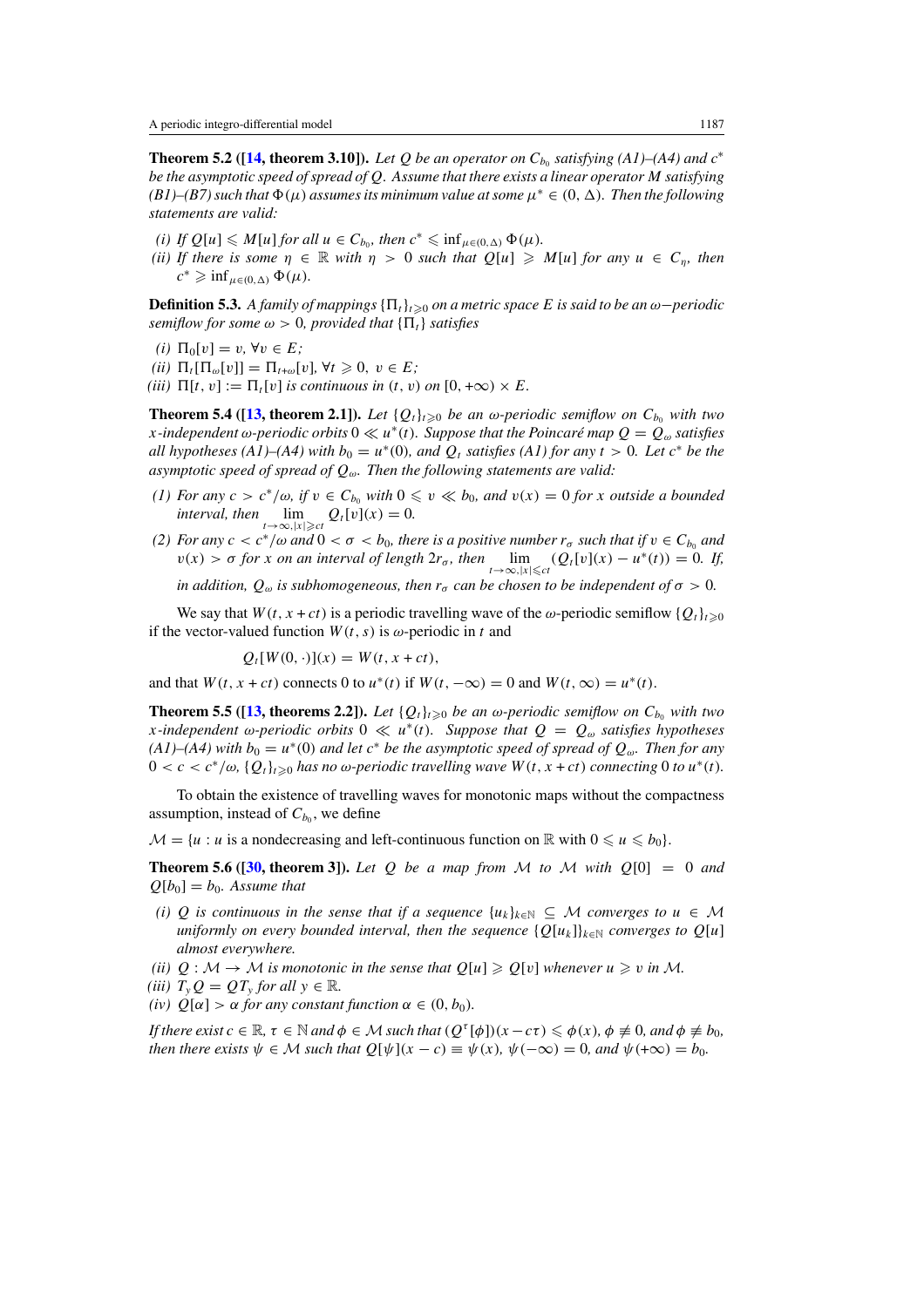**Theorem 5.2 ([14, theorem 3.10]).** *Let $Q$ be an operator on $C_{b_0}$ satisfying (A1)–(A4) and $c^*$ be the asymptotic speed of spread of $Q$. Assume that there exists a linear operator $M$ satisfying (B1)–(B7) such that $\Phi(\mu)$ assumes its minimum value at some $\mu^* \in (0, \Delta)$. Then the following statements are valid:*

*(i) If $Q[u] \leqslant M[u]$ for all $u \in C_{b_0}$, then $c^* \leqslant \inf_{\mu \in (0,\Delta)} \Phi(\mu)$.*

*(ii) If there is some $\eta \in \mathbb{R}$ with $\eta > 0$ such that $Q[u] \geqslant M[u]$ for any $u \in C_\eta$, then $c^* \geqslant \inf_{\mu \in (0,\Delta)} \Phi(\mu)$.*

**Definition 5.3.** *A family of mappings $\{\Pi_t\}_{t \geqslant 0}$ on a metric space $E$ is said to be an $\omega-$periodic semiflow for some $\omega > 0$, provided that $\{\Pi_t\}$ satisfies*

*(i) $\Pi_0[v] = v$, $\forall v \in E$;*

*(ii) $\Pi_t[\Pi_\omega[v]] = \Pi_{t+\omega}[v]$, $\forall t \geqslant 0$, $v \in E$;*

*(iii) $\Pi[t, v] := \Pi_t[v]$ is continuous in $(t, v)$ on $[0, +\infty) \times E$.*

**Theorem 5.4 ([13, theorem 2.1]).** *Let $\{Q_t\}_{t \geqslant 0}$ be an $\omega$-periodic semiflow on $C_{b_0}$ with two $x$-independent $\omega$-periodic orbits $0 \ll u^*(t)$. Suppose that the Poincaré map $Q = Q_\omega$ satisfies all hypotheses (A1)–(A4) with $b_0 = u^*(0)$, and $Q_t$ satisfies (A1) for any $t > 0$. Let $c^*$ be the asymptotic speed of spread of $Q_\omega$. Then the following statements are valid:*

*(1) For any $c > c^*/\omega$, if $v \in C_{b_0}$ with $0 \leqslant v \ll b_0$, and $v(x) = 0$ for $x$ outside a bounded interval, then $\lim_{t \to \infty, |x| \geqslant ct} Q_t[v](x) = 0$.*

*(2) For any $c < c^*/\omega$ and $0 < \sigma < b_0$, there is a positive number $r_\sigma$ such that if $v \in C_{b_0}$ and $v(x) > \sigma$ for $x$ on an interval of length $2r_\sigma$, then $\lim_{t \to \infty, |x| \leqslant ct} (Q_t[v](x) - u^*(t)) = 0$. If, in addition, $Q_\omega$ is subhomogeneous, then $r_\sigma$ can be chosen to be independent of $\sigma > 0$.*

We say that $W(t, x + ct)$ is a periodic travelling wave of the $\omega$-periodic semiflow $\{Q_t\}_{t \geqslant 0}$ if the vector-valued function $W(t, s)$ is $\omega$-periodic in $t$ and

$$Q_t[W(0, \cdot)](x) = W(t, x + ct),$$

and that $W(t, x + ct)$ connects 0 to $u^*(t)$ if $W(t, -\infty) = 0$ and $W(t, \infty) = u^*(t)$.

**Theorem 5.5 ([13, theorems 2.2]).** *Let $\{Q_t\}_{t \geqslant 0}$ be an $\omega$-periodic semiflow on $C_{b_0}$ with two $x$-independent $\omega$-periodic orbits $0 \ll u^*(t)$. Suppose that $Q = Q_\omega$ satisfies hypotheses (A1)–(A4) with $b_0 = u^*(0)$ and let $c^*$ be the asymptotic speed of spread of $Q_\omega$. Then for any $0 < c < c^*/\omega$, $\{Q_t\}_{t \geqslant 0}$ has no $\omega$-periodic travelling wave $W(t, x + ct)$ connecting 0 to $u^*(t)$.*

To obtain the existence of travelling waves for monotonic maps without the compactness assumption, instead of $C_{b_0}$, we define

$\mathcal{M} = \{u : u$ is a nondecreasing and left-continuous function on $\mathbb{R}$ with $0 \leqslant u \leqslant b_0\}$.

**Theorem 5.6 ([30, theorem 3]).** *Let $Q$ be a map from $\mathcal{M}$ to $\mathcal{M}$ with $Q[0] = 0$ and $Q[b_0] = b_0$. Assume that*

*(i) $Q$ is continuous in the sense that if a sequence $\{u_k\}_{k \in \mathbb{N}} \subseteq \mathcal{M}$ converges to $u \in \mathcal{M}$ uniformly on every bounded interval, then the sequence $\{Q[u_k]\}_{k \in \mathbb{N}}$ converges to $Q[u]$ almost everywhere.*

*(ii) $Q : \mathcal{M} \to \mathcal{M}$ is monotonic in the sense that $Q[u] \geqslant Q[v]$ whenever $u \geqslant v$ in $\mathcal{M}$.*

*(iii) $T_y Q = Q T_y$ for all $y \in \mathbb{R}$.*

*(iv) $Q[\alpha] > \alpha$ for any constant function $\alpha \in (0, b_0)$.*

*If there exist $c \in \mathbb{R}$, $\tau \in \mathbb{N}$ and $\phi \in \mathcal{M}$ such that $(Q^\tau[\phi])(x - c\tau) \leqslant \phi(x)$, $\phi \not\equiv 0$, and $\phi \not\equiv b_0$, then there exists $\psi \in \mathcal{M}$ such that $Q[\psi](x - c) \equiv \psi(x)$, $\psi(-\infty) = 0$, and $\psi(+\infty) = b_0$.*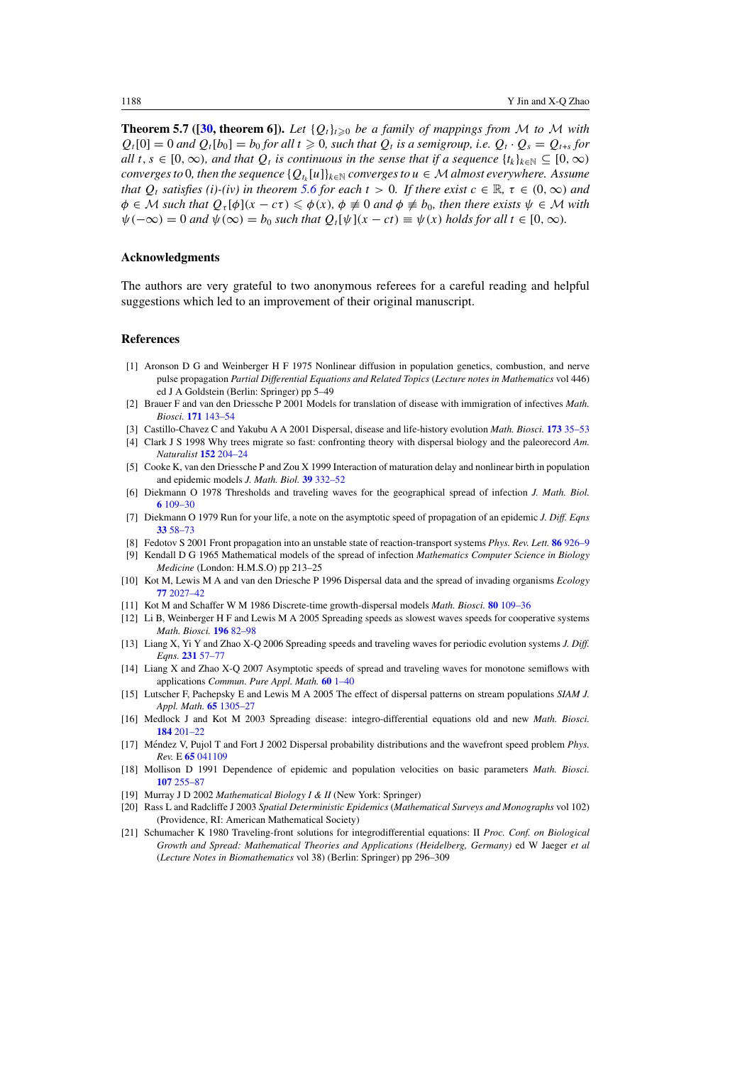**Theorem 5.7 ([30, theorem 6]).** *Let $\{Q_t\}_{t\geqslant 0}$ be a family of mappings from $\mathcal{M}$ to $\mathcal{M}$ with $Q_t[0] = 0$ and $Q_t[b_0] = b_0$ for all $t \geqslant 0$, such that $Q_t$ is a semigroup, i.e. $Q_t \cdot Q_s = Q_{t+s}$ for all $t, s \in [0, \infty)$, and that $Q_t$ is continuous in the sense that if a sequence $\{t_k\}_{k\in\mathbb{N}} \subseteq [0, \infty)$ converges to 0, then the sequence $\{Q_{t_k}[u]\}_{k\in\mathbb{N}}$ converges to $u \in \mathcal{M}$ almost everywhere. Assume that $Q_t$ satisfies (i)-(iv) in theorem 5.6 for each $t > 0$. If there exist $c \in \mathbb{R}$, $\tau \in (0, \infty)$ and $\phi \in \mathcal{M}$ such that $Q_\tau[\phi](x - c\tau) \leqslant \phi(x)$, $\phi \not\equiv 0$ and $\phi \not\equiv b_0$, then there exists $\psi \in \mathcal{M}$ with $\psi(-\infty) = 0$ and $\psi(\infty) = b_0$ such that $Q_t[\psi](x - ct) \equiv \psi(x)$ holds for all $t \in [0, \infty)$.*

## Acknowledgments

The authors are very grateful to two anonymous referees for a careful reading and helpful suggestions which led to an improvement of their original manuscript.

## References

[1] Aronson D G and Weinberger H F 1975 Nonlinear diffusion in population genetics, combustion, and nerve pulse propagation *Partial Differential Equations and Related Topics* (*Lecture notes in Mathematics* vol 446) ed J A Goldstein (Berlin: Springer) pp 5–49

[2] Brauer F and van den Driessche P 2001 Models for translation of disease with immigration of infectives *Math. Biosci.* **171** 143–54

[3] Castillo-Chavez C and Yakubu A A 2001 Dispersal, disease and life-history evolution *Math. Biosci.* **173** 35–53

[4] Clark J S 1998 Why trees migrate so fast: confronting theory with dispersal biology and the paleorecord *Am. Naturalist* **152** 204–24

[5] Cooke K, van den Driessche P and Zou X 1999 Interaction of maturation delay and nonlinear birth in population and epidemic models *J. Math. Biol.* **39** 332–52

[6] Diekmann O 1978 Thresholds and traveling waves for the geographical spread of infection *J. Math. Biol.* **6** 109–30

[7] Diekmann O 1979 Run for your life, a note on the asymptotic speed of propagation of an epidemic *J. Diff. Eqns* **33** 58–73

[8] Fedotov S 2001 Front propagation into an unstable state of reaction-transport systems *Phys. Rev. Lett.* **86** 926–9

[9] Kendall D G 1965 Mathematical models of the spread of infection *Mathematics Computer Science in Biology Medicine* (London: H.M.S.O) pp 213–25

[10] Kot M, Lewis M A and van den Driesche P 1996 Dispersal data and the spread of invading organisms *Ecology* **77** 2027–42

[11] Kot M and Schaffer W M 1986 Discrete-time growth-dispersal models *Math. Biosci.* **80** 109–36

[12] Li B, Weinberger H F and Lewis M A 2005 Spreading speeds as slowest waves speeds for cooperative systems *Math. Biosci.* **196** 82–98

[13] Liang X, Yi Y and Zhao X-Q 2006 Spreading speeds and traveling waves for periodic evolution systems *J. Diff. Eqns.* **231** 57–77

[14] Liang X and Zhao X-Q 2007 Asymptotic speeds of spread and traveling waves for monotone semiflows with applications *Commun. Pure Appl. Math.* **60** 1–40

[15] Lutscher F, Pachepsky E and Lewis M A 2005 The effect of dispersal patterns on stream populations *SIAM J. Appl. Math.* **65** 1305–27

[16] Medlock J and Kot M 2003 Spreading disease: integro-differential equations old and new *Math. Biosci.* **184** 201–22

[17] Méndez V, Pujol T and Fort J 2002 Dispersal probability distributions and the wavefront speed problem *Phys. Rev.* E **65** 041109

[18] Mollison D 1991 Dependence of epidemic and population velocities on basic parameters *Math. Biosci.* **107** 255–87

[19] Murray J D 2002 *Mathematical Biology I & II* (New York: Springer)

[20] Rass L and Radcliffe J 2003 *Spatial Deterministic Epidemics* (*Mathematical Surveys and Monographs* vol 102) (Providence, RI: American Mathematical Society)

[21] Schumacher K 1980 Traveling-front solutions for integrodifferential equations: II *Proc. Conf. on Biological Growth and Spread: Mathematical Theories and Applications (Heidelberg, Germany)* ed W Jaeger *et al* (*Lecture Notes in Biomathematics* vol 38) (Berlin: Springer) pp 296–309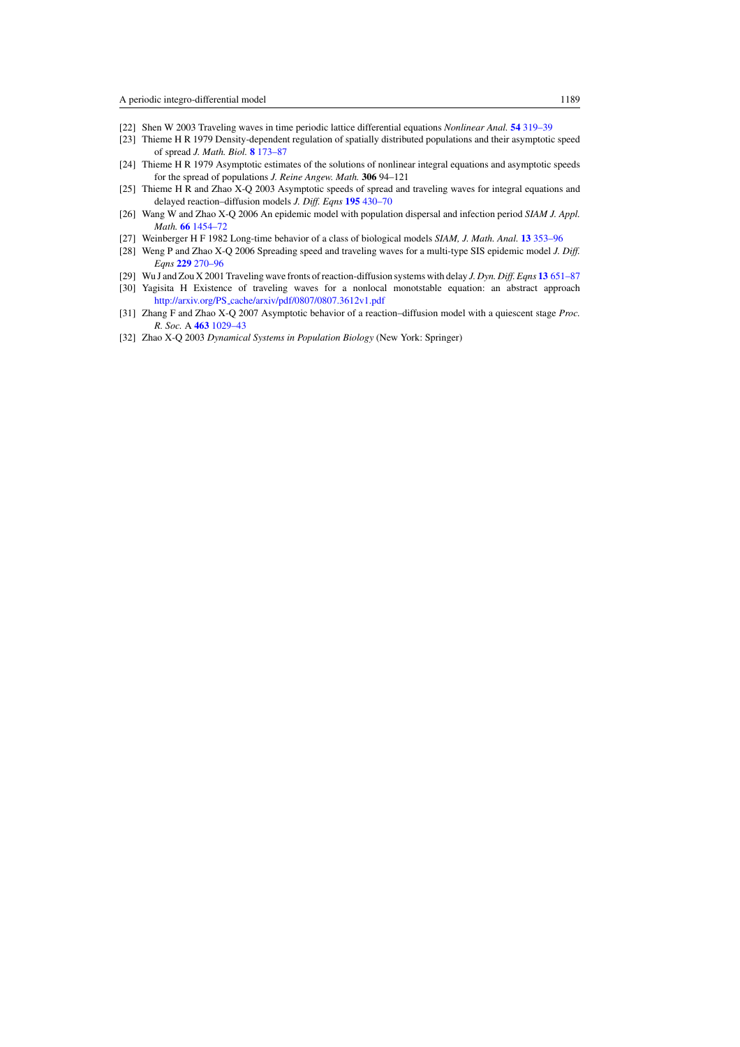[22] Shen W 2003 Traveling waves in time periodic lattice differential equations *Nonlinear Anal.* **54** 319–39

[23] Thieme H R 1979 Density-dependent regulation of spatially distributed populations and their asymptotic speed of spread *J. Math. Biol.* **8** 173–87

[24] Thieme H R 1979 Asymptotic estimates of the solutions of nonlinear integral equations and asymptotic speeds for the spread of populations *J. Reine Angew. Math.* **306** 94–121

[25] Thieme H R and Zhao X-Q 2003 Asymptotic speeds of spread and traveling waves for integral equations and delayed reaction–diffusion models *J. Diff. Eqns* **195** 430–70

[26] Wang W and Zhao X-Q 2006 An epidemic model with population dispersal and infection period *SIAM J. Appl. Math.* **66** 1454–72

[27] Weinberger H F 1982 Long-time behavior of a class of biological models *SIAM, J. Math. Anal.* **13** 353–96

[28] Weng P and Zhao X-Q 2006 Spreading speed and traveling waves for a multi-type SIS epidemic model *J. Diff. Eqns* **229** 270–96

[29] Wu J and Zou X 2001 Traveling wave fronts of reaction-diffusion systems with delay *J. Dyn. Diff. Eqns* **13** 651–87

[30] Yagisita H Existence of traveling waves for a nonlocal monotstable equation: an abstract approach http://arxiv.org/PS_cache/arxiv/pdf/0807/0807.3612v1.pdf

[31] Zhang F and Zhao X-Q 2007 Asymptotic behavior of a reaction–diffusion model with a quiescent stage *Proc. R. Soc.* A **463** 1029–43

[32] Zhao X-Q 2003 *Dynamical Systems in Population Biology* (New York: Springer)